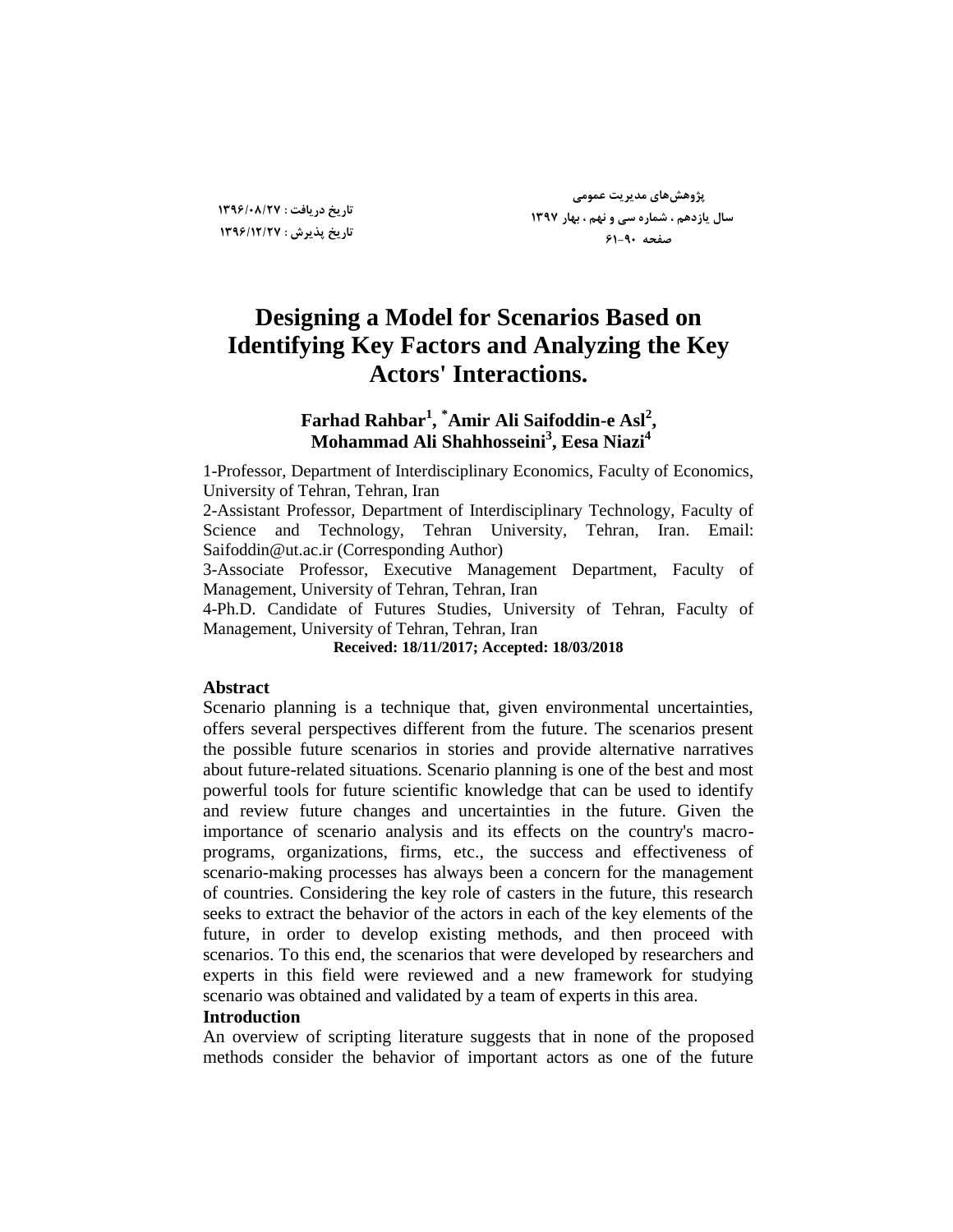تاریخ دریافت : ۱۳۹۶/۰۸/۲۷
تاریخ پذیرش : ۱۳۹۶/۱۲/۲۷

# Designing a Model for Scenarios Based on Identifying Key Factors and Analyzing the Key Actors' Interactions.

**Farhad Rahbar[1], *Amir Ali Saifoddin-e Asl[2], Mohammad Ali Shahhosseini[3], Eesa Niazi[4]**

1-Professor, Department of Interdisciplinary Economics, Faculty of Economics, University of Tehran, Tehran, Iran

2-Assistant Professor, Department of Interdisciplinary Technology, Faculty of Science and Technology, Tehran University, Tehran, Iran. Email: Saifoddin@ut.ac.ir (Corresponding Author)

3-Associate Professor, Executive Management Department, Faculty of Management, University of Tehran, Tehran, Iran

4-Ph.D. Candidate of Futures Studies, University of Tehran, Faculty of Management, University of Tehran, Tehran, Iran

**Received: 18/11/2017; Accepted: 18/03/2018**

### Abstract

Scenario planning is a technique that, given environmental uncertainties, offers several perspectives different from the future. The scenarios present the possible future scenarios in stories and provide alternative narratives about future-related situations. Scenario planning is one of the best and most powerful tools for future scientific knowledge that can be used to identify and review future changes and uncertainties in the future. Given the importance of scenario analysis and its effects on the country's macro-programs, organizations, firms, etc., the success and effectiveness of scenario-making processes has always been a concern for the management of countries. Considering the key role of casters in the future, this research seeks to extract the behavior of the actors in each of the key elements of the future, in order to develop existing methods, and then proceed with scenarios. To this end, the scenarios that were developed by researchers and experts in this field were reviewed and a new framework for studying scenario was obtained and validated by a team of experts in this area.

### Introduction

An overview of scripting literature suggests that in none of the proposed methods consider the behavior of important actors as one of the future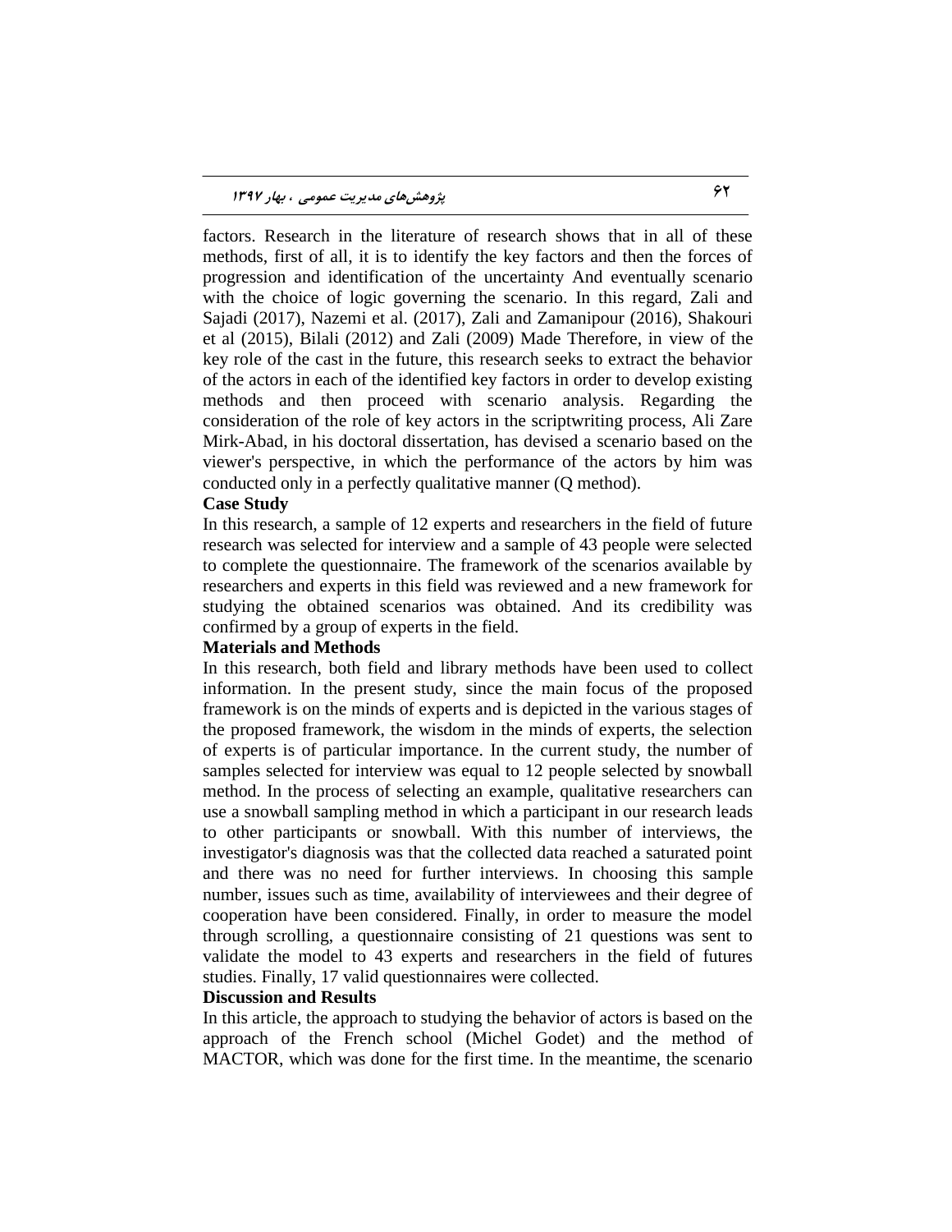factors. Research in the literature of research shows that in all of these methods, first of all, it is to identify the key factors and then the forces of progression and identification of the uncertainty And eventually scenario with the choice of logic governing the scenario. In this regard, Zali and Sajadi (2017), Nazemi et al. (2017), Zali and Zamanipour (2016), Shakouri et al (2015), Bilali (2012) and Zali (2009) Made Therefore, in view of the key role of the cast in the future, this research seeks to extract the behavior of the actors in each of the identified key factors in order to develop existing methods and then proceed with scenario analysis. Regarding the consideration of the role of key actors in the scriptwriting process, Ali Zare Mirk-Abad, in his doctoral dissertation, has devised a scenario based on the viewer's perspective, in which the performance of the actors by him was conducted only in a perfectly qualitative manner (Q method).

**Case Study**

In this research, a sample of 12 experts and researchers in the field of future research was selected for interview and a sample of 43 people were selected to complete the questionnaire. The framework of the scenarios available by researchers and experts in this field was reviewed and a new framework for studying the obtained scenarios was obtained. And its credibility was confirmed by a group of experts in the field.

**Materials and Methods**

In this research, both field and library methods have been used to collect information. In the present study, since the main focus of the proposed framework is on the minds of experts and is depicted in the various stages of the proposed framework, the wisdom in the minds of experts, the selection of experts is of particular importance. In the current study, the number of samples selected for interview was equal to 12 people selected by snowball method. In the process of selecting an example, qualitative researchers can use a snowball sampling method in which a participant in our research leads to other participants or snowball. With this number of interviews, the investigator's diagnosis was that the collected data reached a saturated point and there was no need for further interviews. In choosing this sample number, issues such as time, availability of interviewees and their degree of cooperation have been considered. Finally, in order to measure the model through scrolling, a questionnaire consisting of 21 questions was sent to validate the model to 43 experts and researchers in the field of futures studies. Finally, 17 valid questionnaires were collected.

**Discussion and Results**

In this article, the approach to studying the behavior of actors is based on the approach of the French school (Michel Godet) and the method of MACTOR, which was done for the first time. In the meantime, the scenario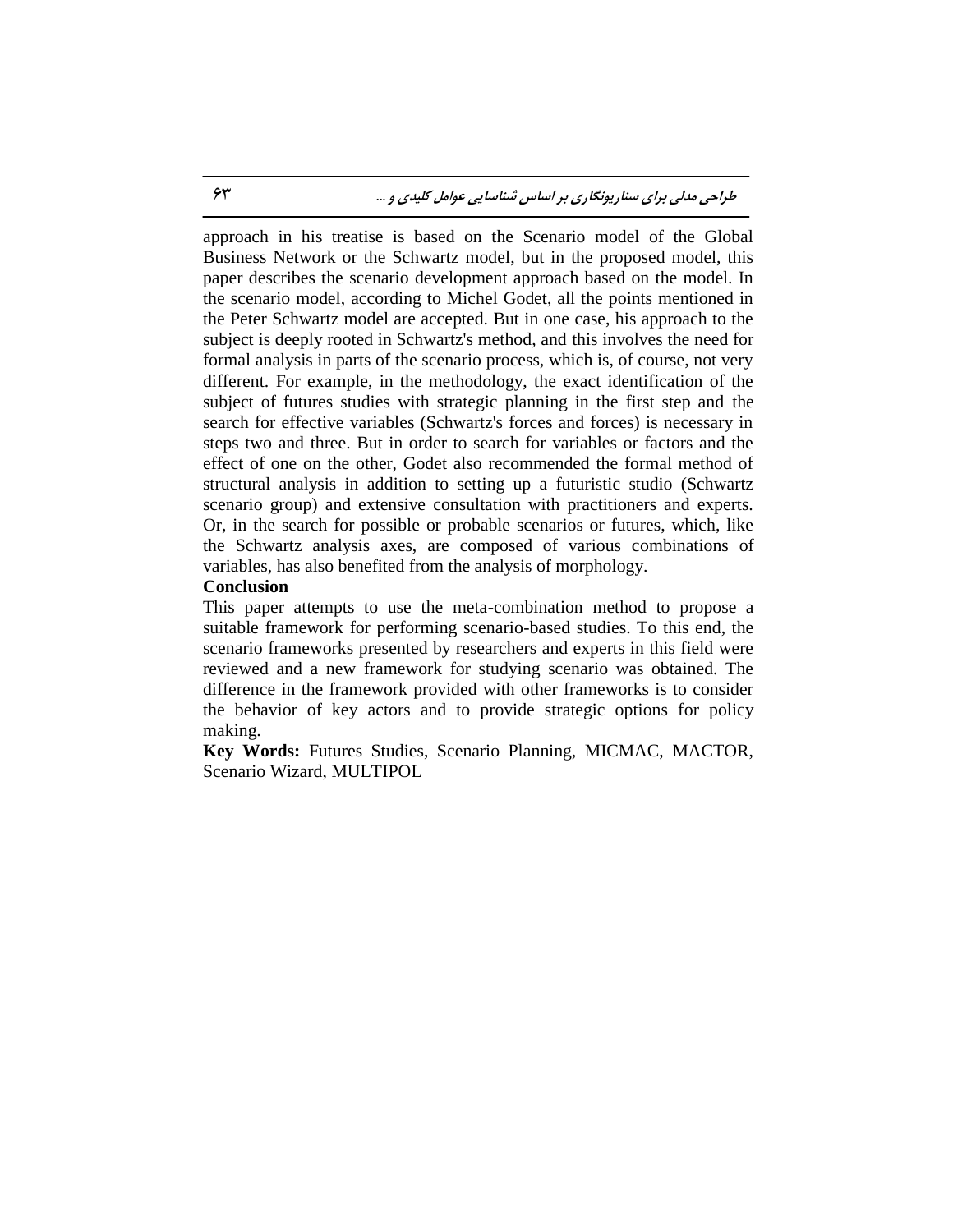approach in his treatise is based on the Scenario model of the Global Business Network or the Schwartz model, but in the proposed model, this paper describes the scenario development approach based on the model. In the scenario model, according to Michel Godet, all the points mentioned in the Peter Schwartz model are accepted. But in one case, his approach to the subject is deeply rooted in Schwartz's method, and this involves the need for formal analysis in parts of the scenario process, which is, of course, not very different. For example, in the methodology, the exact identification of the subject of futures studies with strategic planning in the first step and the search for effective variables (Schwartz's forces and forces) is necessary in steps two and three. But in order to search for variables or factors and the effect of one on the other, Godet also recommended the formal method of structural analysis in addition to setting up a futuristic studio (Schwartz scenario group) and extensive consultation with practitioners and experts. Or, in the search for possible or probable scenarios or futures, which, like the Schwartz analysis axes, are composed of various combinations of variables, has also benefited from the analysis of morphology.

**Conclusion**

This paper attempts to use the meta-combination method to propose a suitable framework for performing scenario-based studies. To this end, the scenario frameworks presented by researchers and experts in this field were reviewed and a new framework for studying scenario was obtained. The difference in the framework provided with other frameworks is to consider the behavior of key actors and to provide strategic options for policy making.

**Key Words:** Futures Studies, Scenario Planning, MICMAC, MACTOR, Scenario Wizard, MULTIPOL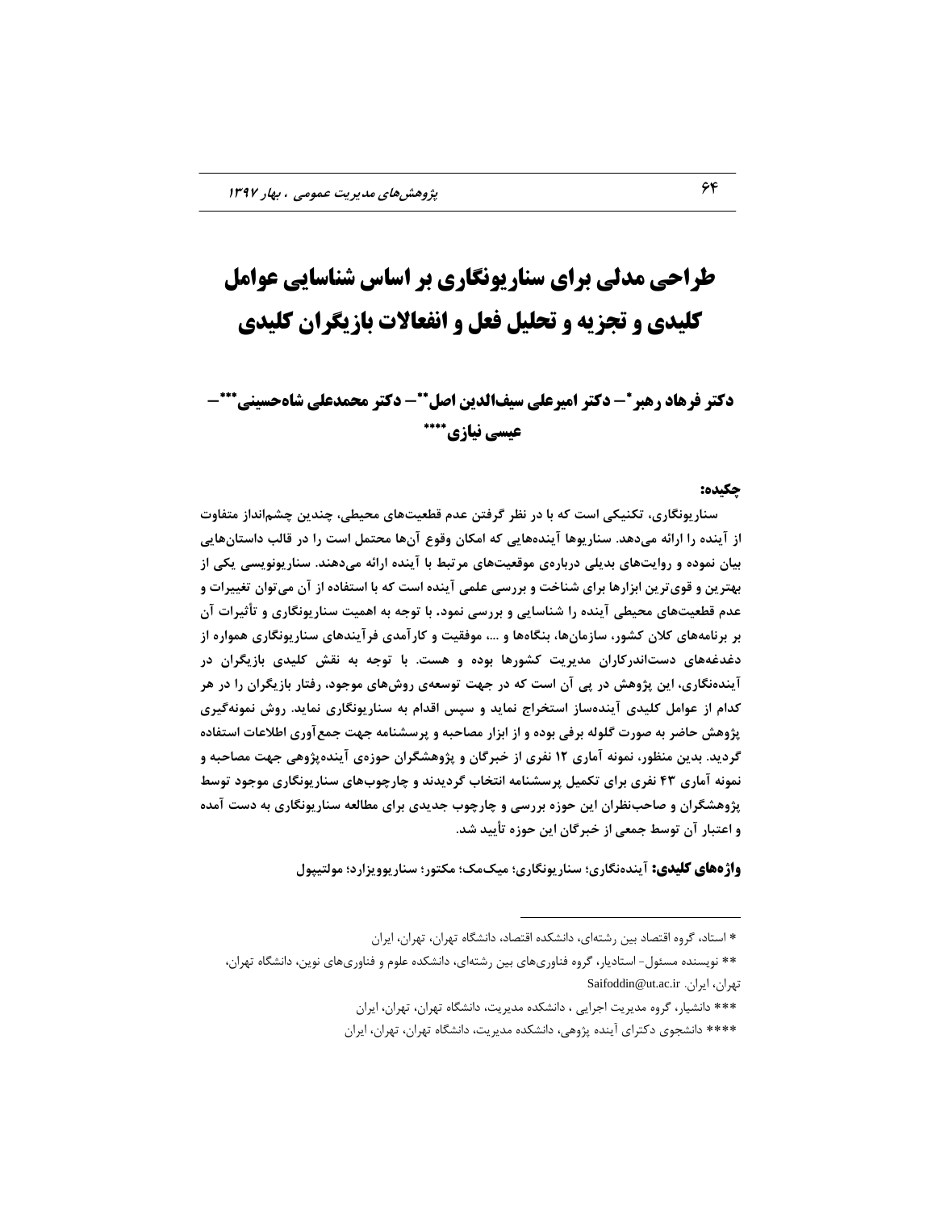# طراحی مدلی برای سناریونگاری بر اساس شناسایی عوامل کلیدی و تجزیه و تحلیل فعل و انفعالات بازیگران کلیدی

**دکتر فرهاد رهبر*– دکتر امیرعلی سیف‌الدین اصل**– دکتر محمدعلی شاه‌حسینی***– عیسی نیازی****

**چکیده:**

**سناریونگاری، تکنیکی است که با در نظر گرفتن عدم قطعیت‌های محیطی، چندین چشم‌انداز متفاوت از آینده را ارائه می‌دهد. سناریوها آینده‌هایی که امکان وقوع آن‌ها محتمل است را در قالب داستان‌هایی بیان نموده و روایت‌های بدیلی درباره‌ی موقعیت‌های مرتبط با آینده ارائه می‌دهند. سناریونویسی یکی از بهترین و قوی‌ترین ابزارها برای شناخت و بررسی علمی آینده است که با استفاده از آن می‌توان تغییرات و عدم قطعیت‌های محیطی آینده را شناسایی و بررسی نمود. با توجه به اهمیت سناریونگاری و تأثیرات آن بر برنامه‌های کلان کشور، سازمان‌ها، بنگاه‌ها و ...، موفقیت و کارآمدی فرآیندهای سناریونگاری همواره از دغدغه‌های دست‌اندرکاران مدیریت کشورها بوده و هست. با توجه به نقش کلیدی بازیگران در آینده‌نگاری، این پژوهش در پی آن است که در جهت توسعه‌ی روش‌های موجود، رفتار بازیگران را در هر کدام از عوامل کلیدی آینده‌ساز استخراج نماید و سپس اقدام به سناریونگاری نماید. روش نمونه‌گیری پژوهش حاضر به صورت گلوله برفی بوده و از ابزار مصاحبه و پرسشنامه جهت جمع‌آوری اطلاعات استفاده گردید. بدین منظور، نمونه آماری ۱۲ نفری از خبرگان و پژوهشگران حوزه‌ی آینده‌پژوهی جهت مصاحبه و نمونه آماری ۴۳ نفری برای تکمیل پرسشنامه انتخاب گردیدند و چارچوب‌های سناریونگاری موجود توسط پژوهشگران و صاحب‌نظران این حوزه بررسی و چارچوب جدیدی برای مطالعه سناریونگاری به دست آمده و اعتبار آن توسط جمعی از خبرگان این حوزه تأیید شد.**

**واژه‌های کلیدی:** آینده‌نگاری؛ سناریونگاری؛ میک‌مک؛ مکتور؛ سناریوویزارد؛ مولتیپول

---

* استاد، گروه اقتصاد بین رشته‌ای، دانشکده اقتصاد، دانشگاه تهران، تهران، ایران

** نویسنده مسئول- استادیار، گروه فناوری‌های بین رشته‌ای، دانشکده علوم و فناوری‌های نوین، دانشگاه تهران، تهران، ایران. Saifoddin@ut.ac.ir

*** دانشیار، گروه مدیریت اجرایی ، دانشکده مدیریت، دانشگاه تهران، تهران، ایران

**** دانشجوی دکترای آینده پژوهی، دانشکده مدیریت، دانشگاه تهران، تهران، ایران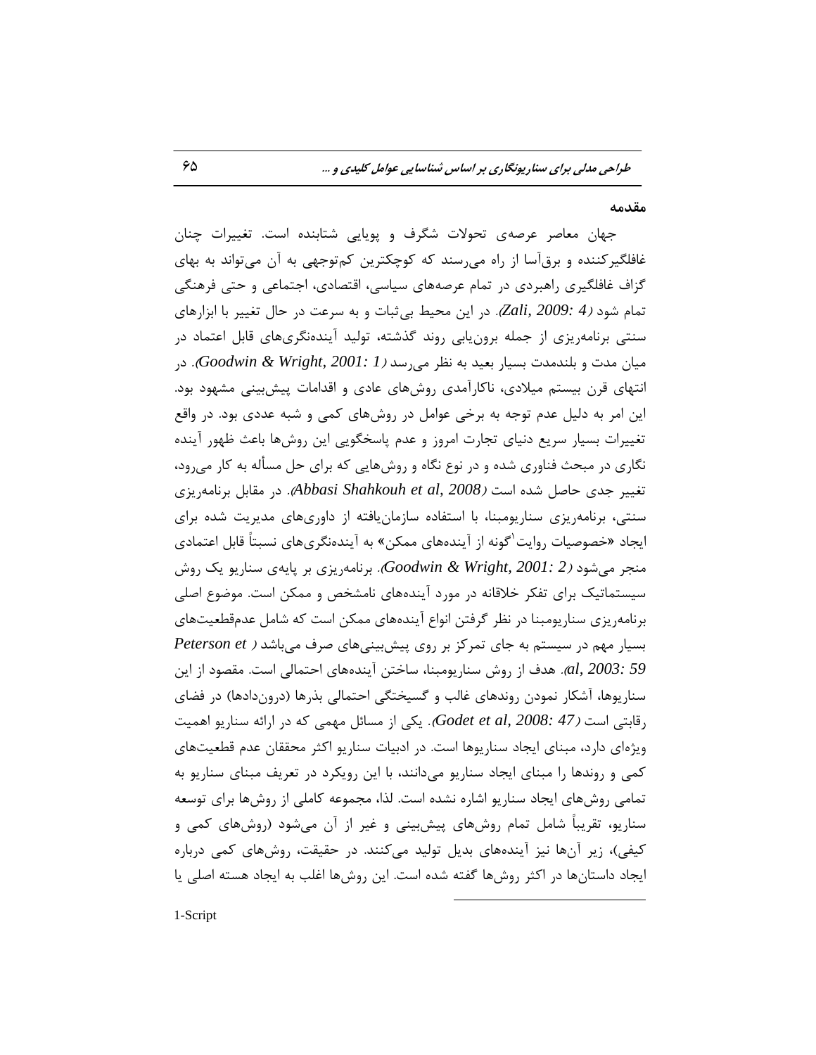## مقدمه

جهان معاصر عرصه‌ی تحولات شگرف و پویایی شتابنده است. تغییرات چنان غافلگیرکننده و برق‌آسا از راه می‌رسند که کوچکترین کم‌توجهی به آن می‌تواند به بهای گزاف غافلگیری راهبردی در تمام عرصه‌های سیاسی، اقتصادی، اجتماعی و حتی فرهنگی تمام شود (*Zali, 2009: 4*). در این محیط بی‌ثبات و به سرعت در حال تغییر با ابزارهای سنتی برنامه‌ریزی از جمله برون‌یابی روند گذشته، تولید آینده‌نگری‌های قابل اعتماد در میان مدت و بلندمدت بسیار بعید به نظر می‌رسد (*Goodwin & Wright, 2001: 1*). در انتهای قرن بیستم میلادی، ناکارآمدی روش‌های عادی و اقدامات پیش‌بینی مشهود بود. این امر به دلیل عدم توجه به برخی عوامل در روش‌های کمی و شبه عددی بود. در واقع تغییرات بسیار سریع دنیای تجارت امروز و عدم پاسخگویی این روش‌ها باعث ظهور آینده نگاری در مبحث فناوری شده و در نوع نگاه و روش‌هایی که برای حل مسأله به کار می‌رود، تغییر جدی حاصل شده است (*Abbasi Shahkouh et al, 2008*). در مقابل برنامه‌ریزی سنتی، برنامه‌ریزی سناریومبنا، با استفاده سازمان‌یافته از داوری‌های مدیریت شده برای ایجاد «خصوصیات روایت[1]گونه از آینده‌های ممکن» به آینده‌نگری‌های نسبتاً قابل اعتمادی منجر می‌شود (*Goodwin & Wright, 2001: 2*). برنامه‌ریزی بر پایه‌ی سناریو یک روش سیستماتیک برای تفکر خلاقانه در مورد آینده‌های نامشخص و ممکن است. موضوع اصلی برنامه‌ریزی سناریومبنا در نظر گرفتن انواع آینده‌های ممکن است که شامل عدم‌قطعیت‌های بسیار مهم در سیستم به جای تمرکز بر روی پیش‌بینی‌های صرف می‌باشد (*Peterson et al, 2003: 59*). هدف از روش سناریومبنا، ساختن آینده‌های احتمالی است. مقصود از این سناریوها، آشکار نمودن روندهای غالب و گسیختگی احتمالی بذرها (درون‌دادها) در فضای رقابتی است (*Godet et al, 2008: 47*). یکی از مسائل مهمی که در ارائه سناریو اهمیت ویژه‌ای دارد، مبنای ایجاد سناریوها است. در ادبیات سناریو اکثر محققان عدم قطعیت‌های کمی و روندها را مبنای ایجاد سناریو می‌دانند، با این رویکرد در تعریف مبنای سناریو به تمامی روش‌های ایجاد سناریو اشاره نشده است. لذا، مجموعه کاملی از روش‌ها برای توسعه سناریو، تقریباً شامل تمام روش‌های پیش‌بینی و غیر از آن می‌شود (روش‌های کمی و کیفی)، زیر آن‌ها نیز آینده‌های بدیل تولید می‌کنند. در حقیقت، روش‌های کمی درباره ایجاد داستان‌ها در اکثر روش‌ها گفته شده است. این روش‌ها اغلب به ایجاد هسته اصلی یا

---

1-Script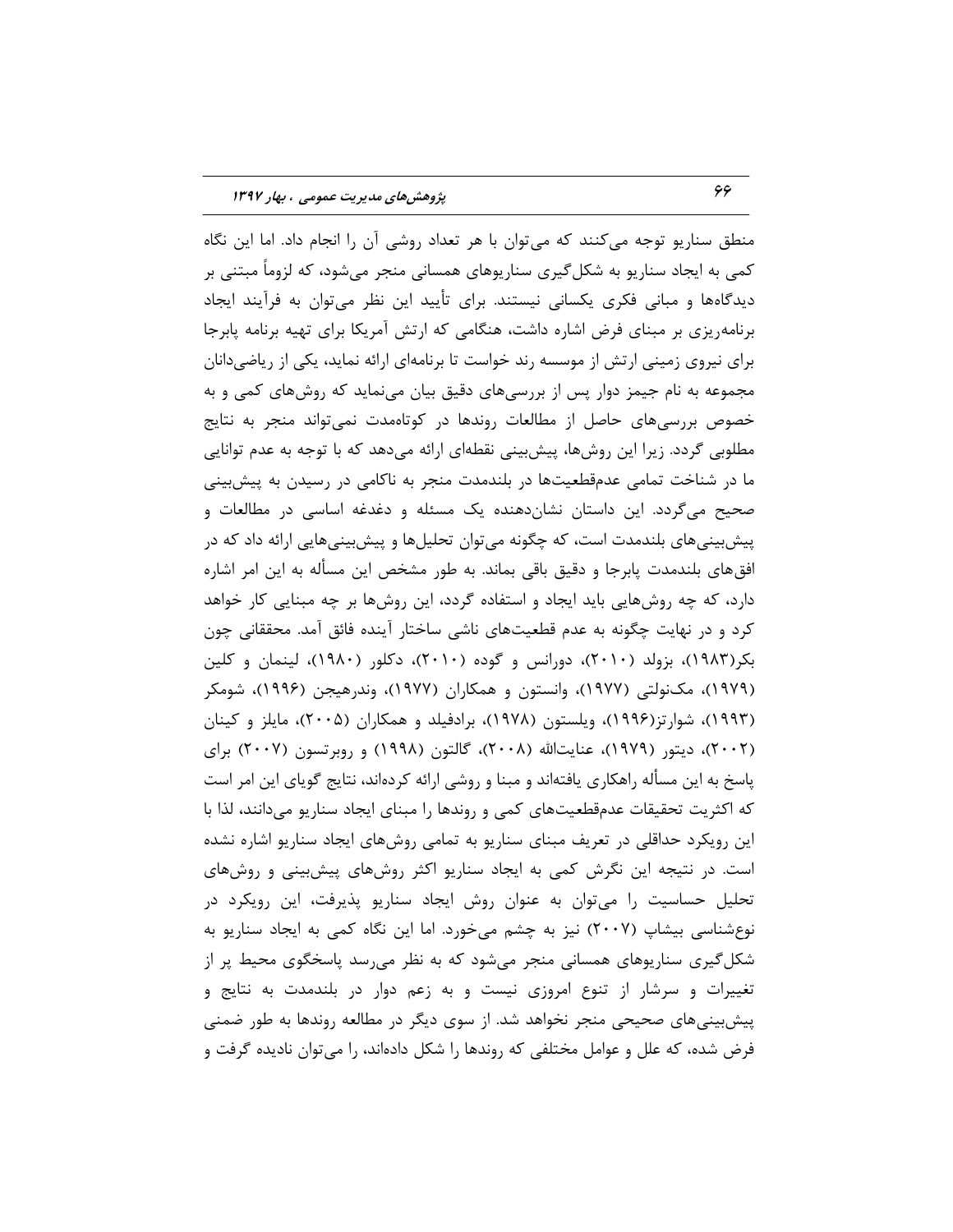منطق سناریو توجه می‌کنند که می‌توان با هر تعداد روشی آن را انجام داد. اما این نگاه کمی به ایجاد سناریو به شکل‌گیری سناریوهای همسانی منجر می‌شود، که لزوماً مبتنی بر دیدگاه‌ها و مبانی فکری یکسانی نیستند. برای تأیید این نظر می‌توان به فرآیند ایجاد برنامه‌ریزی بر مبنای فرض اشاره داشت، هنگامی که ارتش آمریکا برای تهیه برنامه پابرجا برای نیروی زمینی ارتش از موسسه رند خواست تا برنامه‌ای ارائه نماید، یکی از ریاضی‌دانان مجموعه به نام جیمز دوار پس از بررسی‌های دقیق بیان می‌نماید که روش‌های کمی و به خصوص بررسی‌های حاصل از مطالعات روندها در کوتاه‌مدت نمی‌تواند منجر به نتایج مطلوبی گردد. زیرا این روش‌ها، پیش‌بینی نقطه‌ای ارائه می‌دهد که با توجه به عدم توانایی ما در شناخت تمامی عدم‌قطعیت‌ها در بلندمدت منجر به ناکامی در رسیدن به پیش‌بینی صحیح می‌گردد. این داستان نشان‌دهنده یک مسئله و دغدغه اساسی در مطالعات و پیش‌بینی‌های بلندمدت است، که چگونه می‌توان تحلیل‌ها و پیش‌بینی‌هایی ارائه داد که در افق‌های بلندمدت پابرجا و دقیق باقی بماند. به طور مشخص این مسأله به این امر اشاره دارد، که چه روش‌هایی باید ایجاد و استفاده گردد، این روش‌ها بر چه مبنایی کار خواهد کرد و در نهایت چگونه به عدم قطعیت‌های ناشی ساختار آینده فائق آمد. محققانی چون بکر(۱۹۸۳)، بزولد (۲۰۱۰)، دورانس و گوده (۲۰۱۰)، دکلور (۱۹۸۰)، لینمان و کلین (۱۹۷۹)، مک‌نولتی (۱۹۷۷)، وانستون و همکاران (۱۹۷۷)، وندرهیجن (۱۹۹۶)، شومکر (۱۹۹۳)، شوارتز(۱۹۹۶)، ویلستون (۱۹۷۸)، برادفیلد و همکاران (۲۰۰۵)، مایلز و کینان (۲۰۰۲)، دیتور (۱۹۷۹)، عنایت‌الله (۲۰۰۸)، گالتون (۱۹۹۸) و روبرتسون (۲۰۰۷) برای پاسخ به این مسأله راهکاری یافته‌اند و مبنا و روشی ارائه کرده‌اند، نتایج گویای این امر است که اکثریت تحقیقات عدم‌قطعیت‌های کمی و روندها را مبنای ایجاد سناریو می‌دانند، لذا با این رویکرد حداقلی در تعریف مبنای سناریو به تمامی روش‌های ایجاد سناریو اشاره نشده است. در نتیجه این نگرش کمی به ایجاد سناریو اکثر روش‌های پیش‌بینی و روش‌های تحلیل حساسیت را می‌توان به عنوان روش ایجاد سناریو پذیرفت، این رویکرد در نوع‌شناسی بیشاپ (۲۰۰۷) نیز به چشم می‌خورد. اما این نگاه کمی به ایجاد سناریو به شکل‌گیری سناریوهای همسانی منجر می‌شود که به نظر می‌رسد پاسخگوی محیط پر از تغییرات و سرشار از تنوع امروزی نیست و به زعم دوار در بلندمدت به نتایج و پیش‌بینی‌های صحیحی منجر نخواهد شد. از سوی دیگر در مطالعه روندها به طور ضمنی فرض شده، که علل و عوامل مختلفی که روندها را شکل داده‌اند، را می‌توان نادیده گرفت و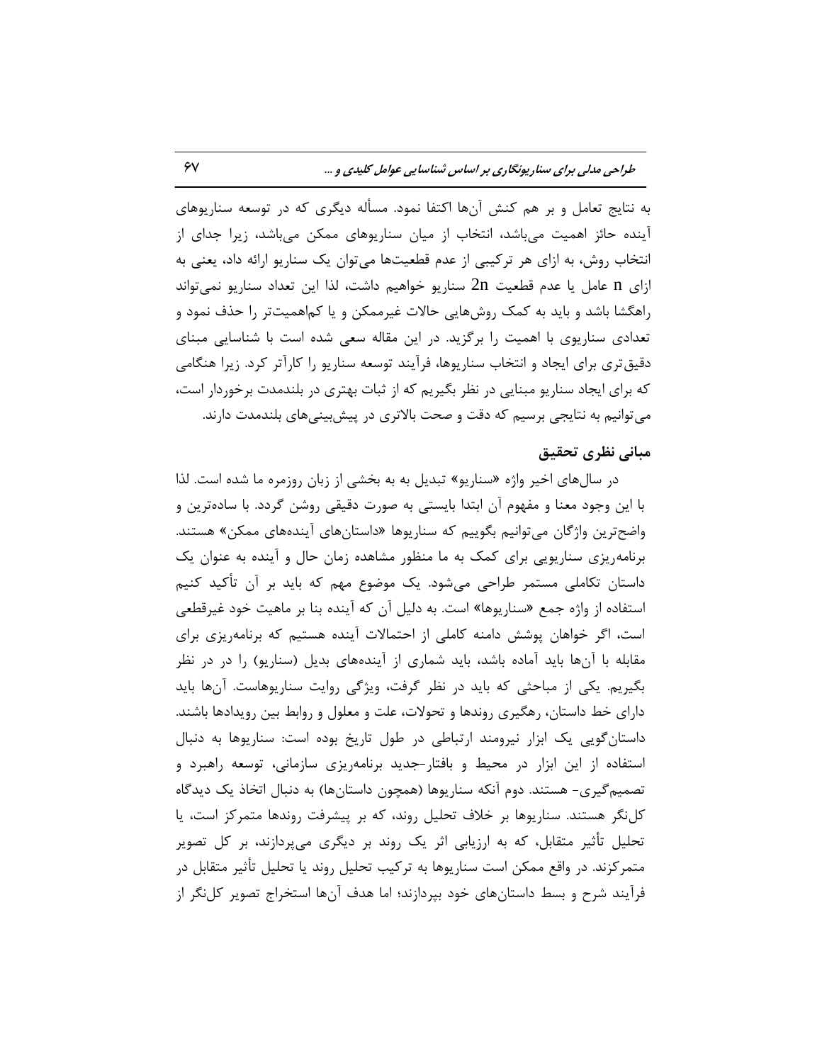به نتایج تعامل و بر هم کنش آن‌ها اکتفا نمود. مسأله دیگری که در توسعه سناریوهای آینده حائز اهمیت می‌باشد، انتخاب از میان سناریوهای ممکن می‌باشد، زیرا جدای از انتخاب روش، به ازای هر ترکیبی از عدم قطعیت‌ها می‌توان یک سناریو ارائه داد، یعنی به ازای $n$ عامل یا عدم قطعیت $2n$ سناریو خواهیم داشت، لذا این تعداد سناریو نمی‌تواند راهگشا باشد و باید به کمک روش‌هایی حالات غیرممکن و یا کم‌اهمیت‌تر را حذف نمود و تعدادی سناریوی با اهمیت را برگزید. در این مقاله سعی شده است با شناسایی مبنای دقیق‌تری برای ایجاد و انتخاب سناریوها، فرآیند توسعه سناریو را کارآتر کرد. زیرا هنگامی که برای ایجاد سناریو مبنایی در نظر بگیریم که از ثبات بهتری در بلندمدت برخوردار است، می‌توانیم به نتایجی برسیم که دقت و صحت بالاتری در پیش‌بینی‌های بلندمدت دارند.

## مبانی نظری تحقیق

در سال‌های اخیر واژه «سناریو» تبدیل به به بخشی از زبان روزمره ما شده است. لذا با این وجود معنا و مفهوم آن ابتدا بایستی به صورت دقیقی روشن گردد. با ساده‌ترین و واضح‌ترین واژگان می‌توانیم بگوییم که سناریوها «داستان‌های آینده‌های ممکن» هستند. برنامه‌ریزی سناریویی برای کمک به ما منظور مشاهده زمان حال و آینده به عنوان یک داستان تکاملی مستمر طراحی می‌شود. یک موضوع مهم که باید بر آن تأکید کنیم استفاده از واژه جمع «سناریوها» است. به دلیل آن که آینده بنا بر ماهیت خود غیرقطعی است، اگر خواهان پوشش دامنه کاملی از احتمالات آینده هستیم که برنامه‌ریزی برای مقابله با آن‌ها باید آماده باشد، باید شماری از آینده‌های بدیل (سناریو) را در در نظر بگیریم. یکی از مباحثی که باید در نظر گرفت، ویژگی روایت سناریوهاست. آن‌ها باید دارای خط داستان، رهگیری روندها و تحولات، علت و معلول و روابط بین رویدادها باشند. داستان‌گویی یک ابزار نیرومند ارتباطی در طول تاریخ بوده است: سناریوها به دنبال استفاده از این ابزار در محیط و بافتار-جدید برنامه‌ریزی سازمانی، توسعه راهبرد و تصمیم‌گیری- هستند. دوم آنکه سناریوها (همچون داستان‌ها) به دنبال اتخاذ یک دیدگاه کل‌نگر هستند. سناریوها بر خلاف تحلیل روند، که بر پیشرفت روندها متمرکز است، یا تحلیل تأثیر متقابل، که به ارزیابی اثر یک روند بر دیگری می‌پردازند، بر کل تصویر متمرکزند. در واقع ممکن است سناریوها به ترکیب تحلیل روند یا تحلیل تأثیر متقابل در فرآیند شرح و بسط داستان‌های خود بپردازند؛ اما هدف آن‌ها استخراج تصویر کل‌نگر از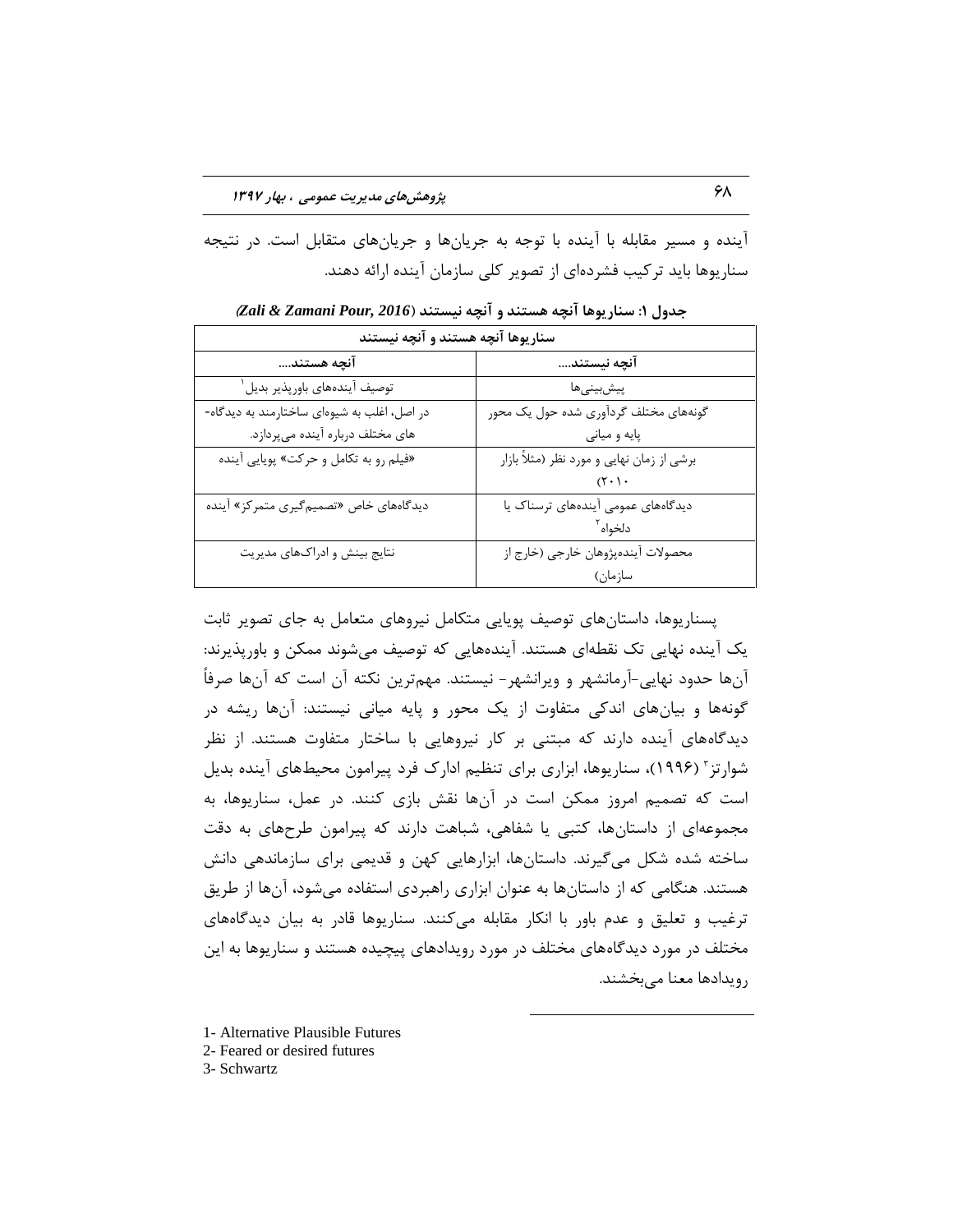آینده و مسیر مقابله با آینده با توجه به جریان‌ها و جریان‌های متقابل است. در نتیجه سناریوها باید ترکیب فشرده‌ای از تصویر کلی سازمان آینده ارائه دهند.

**جدول ۱: سناریوها آنچه هستند و آنچه نیستند (Zali & Zamani Pour, 2016)**

| سناریوها آنچه هستند و آنچه نیستند | |
|---|---|
| **آنچه نیستند....** | **آنچه هستند....** |
| پیش‌بینی‌ها | توصیف آینده‌های باورپذیر بدیل[1] |
| گونه‌های مختلف گردآوری شده حول یک محور پایه و میانی | در اصل، اغلب به شیوه‌ای ساختارمند به دیدگاه‌های مختلف درباره آینده می‌پردازد. |
| برشی از زمان نهایی و مورد نظر (مثلاً بازار ۲۰۱۰) | «فیلم رو به تکامل و حرکت» پویایی آینده |
| دیدگاه‌های عمومی آینده‌های ترسناک یا دلخواه[2] | دیدگاه‌های خاص «تصمیم‌گیری متمرکز» آینده |
| محصولات آینده‌پژوهان خارجی (خارج از سازمان) | نتایج بینش و ادراک‌های مدیریت |

پسناریوها، داستان‌های توصیف پویایی متکامل نیروهای متعامل به جای تصویر ثابت یک آینده نهایی تک نقطه‌ای هستند. آینده‌هایی که توصیف می‌شوند ممکن و باورپذیرند: آن‌ها حدود نهایی-آرمانشهر و ویرانشهر- نیستند. مهم‌ترین نکته آن است که آن‌ها صرفاً گونه‌ها و بیان‌های اندکی متفاوت از یک محور و پایه میانی نیستند: آن‌ها ریشه در دیدگاه‌های آینده دارند که مبتنی بر کار نیروهایی با ساختار متفاوت هستند. از نظر شوارتز[3] (۱۹۹۶)، سناریوها، ابزاری برای تنظیم ادارک فرد پیرامون محیط‌های آینده بدیل است که تصمیم امروز ممکن است در آن‌ها نقش بازی کنند. در عمل، سناریوها، به مجموعه‌ای از داستان‌ها، کتبی یا شفاهی، شباهت دارند که پیرامون طرح‌های به دقت ساخته شده شکل می‌گیرند. داستان‌ها، ابزارهایی کهن و قدیمی برای سازماندهی دانش هستند. هنگامی که از داستان‌ها به عنوان ابزاری راهبردی استفاده می‌شود، آن‌ها از طریق ترغیب و تعلیق و عدم باور با انکار مقابله می‌کنند. سناریوها قادر به بیان دیدگاه‌های مختلف در مورد دیدگاه‌های مختلف در مورد رویدادهای پیچیده هستند و سناریوها به این رویدادها معنا می‌بخشند.

---

1- Alternative Plausible Futures
2- Feared or desired futures
3- Schwartz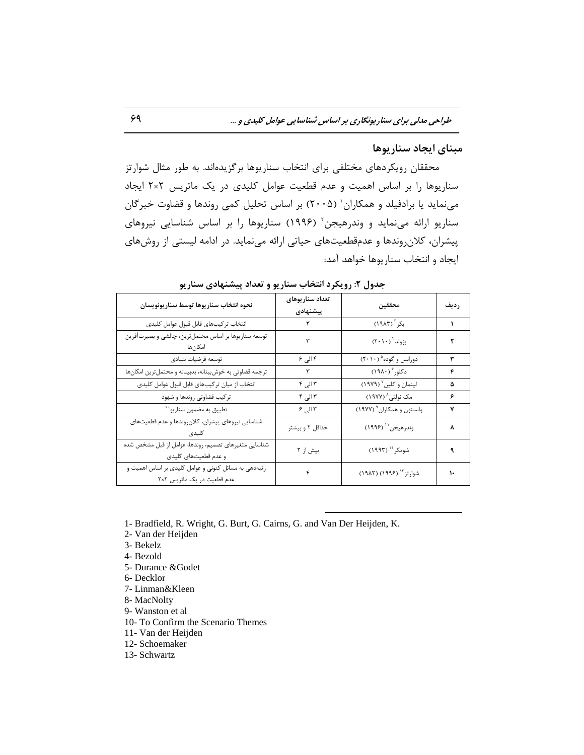## مبنای ایجاد سناریوها

محققان رویکردهای مختلفی برای انتخاب سناریوها برگزیده‌اند. به طور مثال شوارتز سناریوها را بر اساس اهمیت و عدم قطعیت عوامل کلیدی در یک ماتریس ۲×۲ ایجاد می‌نماید یا برادفیلد و همکاران[1] (۲۰۰۵) بر اساس تحلیل کمی روندها و قضاوت خبرگان سناریو ارائه می‌نماید و وندرهیجن[2] (۱۹۹۶) سناریوها را بر اساس شناسایی نیروهای پیشران، کلان‌روندها و عدم‌قطعیت‌های حیاتی ارائه می‌نماید. در ادامه لیستی از روش‌های ایجاد و انتخاب سناریوها خواهد آمد:

**جدول ۲: رویکرد انتخاب سناریو و تعداد پیشنهادی سناریو**

| ردیف | محققین | تعداد سناریوهای پیشنهادی | نحوه انتخاب سناریوها توسط سناریونویسان |
|---|---|---|---|
| ۱ | بکر[3] (۱۹۸۳) | ۳ | انتخاب ترکیب‌های قابل قبول عوامل کلیدی |
| ۲ | بزولد[4] (۲۰۱۰) | ۳ | توسعه سناریوها بر اساس محتمل‌ترین، چالشی و بصیرت‌آفرین امکان‌ها |
| ۳ | دورانس و گوده[5] (۲۰۱۰) | ۴ الی ۶ | توسعه فرضیات بنیادی |
| ۴ | دکلور[6] (۱۹۸۰) | ۳ | ترجمه قضاوتی به خوش‌بینانه، بدبینانه و محتمل‌ترین امکان‌ها |
| ۵ | لینمان و کلین[7] (۱۹۷۹) | ۳ الی ۴ | انتخاب از میان ترکیب‌های قابل قبول عوامل کلیدی |
| ۶ | مک نولتی[8] (۱۹۷۷) | ۳ الی ۴ | ترکیب قضاوتی روندها و شهود |
| ۷ | وانستون و همکاران[9] (۱۹۷۷) | ۳ الی ۶ | تطبیق به مضمون سناریو[10] |
| ۸ | وندرهیجن[11] (۱۹۹۶) | حداقل ۲ و بیشتر | شناسایی نیروهای پیشران، کلان‌روندها و عدم قطعیت‌های کلیدی |
| ۹ | شومکر[12] (۱۹۹۳) | بیش از ۲ | شناسایی متغیرهای تصمیم، روندها، عوامل از قبل مشخص شده و عدم قطعیت‌های کلیدی |
| ۱۰ | شوارتز[13] (۱۹۹۶) (۱۹۸۳) | ۴ | رتبه‌دهی به مسائل کنونی و عوامل کلیدی بر اساس اهمیت و عدم قطعیت در یک ماتریس ۲×۲ |

---

1- Bradfield, R. Wright, G. Burt, G. Cairns, G. and Van Der Heijden, K.
2- Van der Heijden
3- Bekelz
4- Bezold
5- Durance &Godet
6- Decklor
7- Linman&Kleen
8- MacNolty
9- Wanston et al
10- To Confirm the Scenario Themes
11- Van der Heijden
12- Schoemaker
13- Schwartz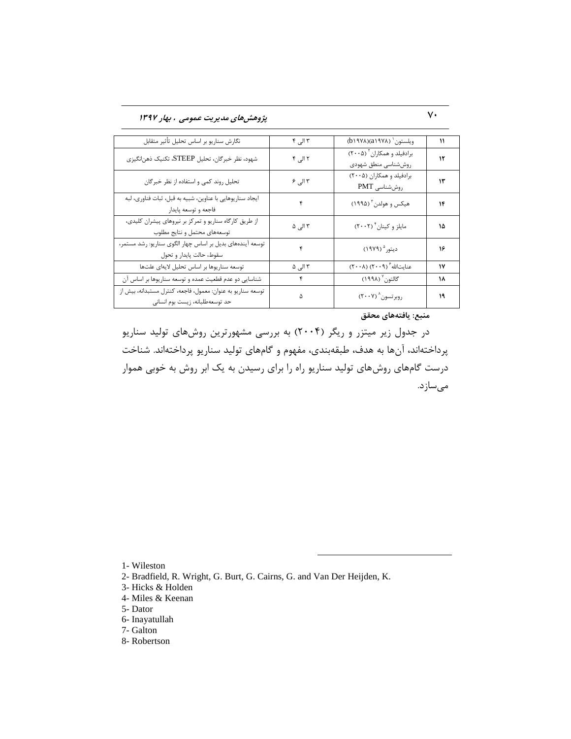| ۱۱ | ویلستون[1] (b۱۹۷۸)(a۱۹۷۸) | ۳ الی ۴ | نگارش سناریو بر اساس تحلیل تأثیر متقابل |
|---|---|---|---|
| ۱۲ | برادفیلد و همکاران[2] (۲۰۰۵) روش‌شناسی منطق شهودی | ۲ الی ۴ | شهود، نظر خبرگان، تحلیل STEEP، تکنیک ذهن‌انگیزی |
| ۱۳ | برادفیلد و همکاران (۲۰۰۵) روش‌شناسی PMT | ۳ الی ۶ | تحلیل روند کمی و استفاده از نظر خبرگان |
| ۱۴ | هیکس و هولدن[3] (۱۹۹۵) | ۴ | ایجاد سناریوهایی با عناوین، شبیه به قبل، ثبات فناوری، لبه فاجعه و توسعه پایدار |
| ۱۵ | مایلز و کینان[4] (۲۰۰۲) | ۳ الی ۵ | از طریق کارگاه سناریو و تمرکز بر نیروهای پیشران کلیدی، توسعه‌های محتمل و نتایج مطلوب |
| ۱۶ | دیتور[5] (۱۹۷۹) | ۴ | توسعه آینده‌های بدیل بر اساس چهار الگوی سناریو: رشد مستمر، سقوط، حالت پایدار و تحول |
| ۱۷ | عنایت‌الله[6] (۲۰۰۹) (۲۰۰۸) | ۳ الی ۵ | توسعه سناریوها بر اساس تحلیل لایه‌ای علت‌ها |
| ۱۸ | گالتون[7] (۱۹۹۸) | ۴ | شناسایی دو عدم قطعیت عمده و توسعه سناریوها بر اساس آن |
| ۱۹ | روبرتسون[8] (۲۰۰۷) | ۵ | توسعه سناریو به عنوان: معمول، فاجعه، کنترل مستبدانه، بیش از حد توسعه‌طلبانه، زیست بوم انسانی |

**منبع: یافته‌های محقق**

در جدول زیر میتزر و ریگر (۲۰۰۴) به بررسی مشهورترین روش‌های تولید سناریو پرداخته‌اند، آن‌ها به هدف، طبقه‌بندی، مفهوم و گام‌های تولید سناریو پرداخته‌اند. شناخت درست گام‌های روش‌های تولید سناریو راه را برای رسیدن به یک ابر روش به خوبی هموار می‌سازد.

---

1- Wileston
2- Bradfield, R. Wright, G. Burt, G. Cairns, G. and Van Der Heijden, K.
3- Hicks & Holden
4- Miles & Keenan
5- Dator
6- Inayatullah
7- Galton
8- Robertson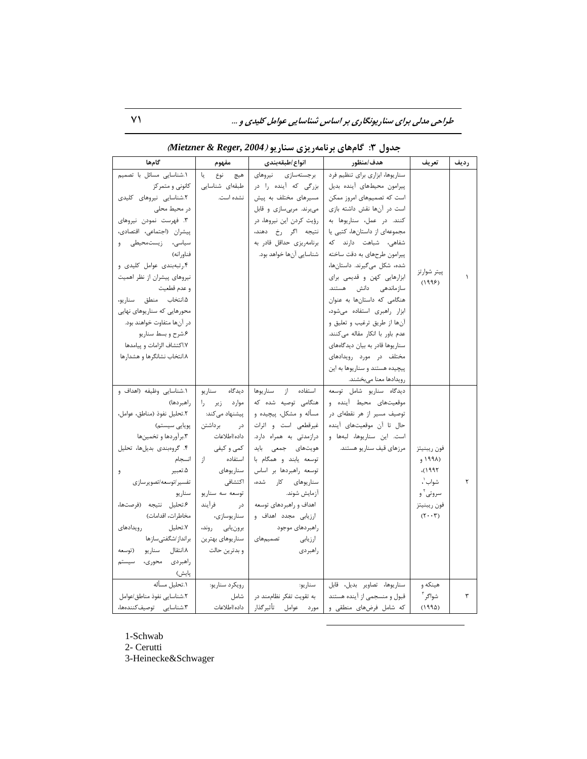جدول ۳: گام‌های برنامه‌ریزی سناریو (*Mietzner & Reger, 2004*)

| ردیف | تعریف | هدف/منظور | انواع/طبقه‌بندی | مفهوم | گام‌ها |
|---|---|---|---|---|---|
| ۱ | پیتر شوارتز (۱۹۹۶) | سناریوها، ابزاری برای تنظیم فرد پیرامون محیط‌های آینده بدیل است که تصمیم‌های امروز ممکن است در آن‌ها نقش داشته بازی کنند. در عمل، سناریوها به مجموعه‌ای از داستان‌ها، کتبی یا شفاهی، شباهت دارند که پیرامون طرح‌های به دقت ساخته شده، شکل می‌گیرند. داستان‌ها، ابزارهایی کهن و قدیمی برای سازماندهی دانش هستند. هنگامی که داستان‌ها به عنوان ابزار راهبری استفاده می‌شود، آن‌ها از طریق ترغیب و تعلیق و عدم باور با انکار مقاله می‌کنند. سناریوها قادر به بیان دیدگاه‌های مختلف در مورد رویدادهای پیچیده هستند و سناریوها به این رویدادها معنا می‌بخشند. | برجسته‌سازی نیروهای بزرگی که آینده را در مسیرهای مختلف به پیش می‌برند. مرئی‌سازی و قابل رؤیت کردن این نیروها، در نتیجه اگر رخ دهند، برنامه‌ریزی حداقل قادر به شناسایی آن‌ها خواهد بود. | هیچ نوع یا طبقه‌ای شناسایی نشده است. | ۱.شناسایی مسائل با تصمیم کانونی و متمرکز<br>۲.شناسایی نیروهای کلیدی در محیط محلی<br>۳. فهرست نمودن نیروهای پیشران (اجتماعی، اقتصادی، سیاسی، زیست‌محیطی و فناورانه)<br>۴.رتبه‌بندی عوامل کلیدی و نیروهای پیشران از نظر اهمیت و عدم قطعیت<br>۵.انتخاب منطق سناریو، محورهایی که سناریوهای نهایی در آن‌ها متفاوت خواهند بود.<br>۶.شرح و بسط سناریو<br>۷.اکتشاف الزامات و پیامدها<br>۸.انتخاب نشانگرها و هشدارها |
| ۲ | فون ریبنیتز (۱۹۹۸ و ۱۹۹۲)، شواب[1]، سروتی[2] و فون ریبنیتز (۲۰۰۳) | دیدگاه سناریو شامل توسعه موقعیت‌های محیط آینده و توصیف مسیر از هر نقطه‌ای در حال تا آن موقعیت‌های آینده است. این سناریوها، لبه‌ها و مرزهای قیف سناریو هستند. | استفاده از سناریوها هنگامی توصیه شده که مسأله و مشکل، پیچیده و غیرقطعی است و اثرات درازمدتی به همراه دارد. هویت‌های جمعی باید توسعه یابند و همگام با توسعه راهبردها بر اساس سناریوهای کار شده، آزمایش شوند. اهداف و راهبردهای توسعه ارزیابی مجدد اهداف و راهبردهای موجود ارزیابی تصمیم‌های راهبردی | دیدگاه سناریو موارد زیر را پیشنهاد می‌کند: در برداشتن داده/اطلاعات کمی و کیفی استفاده از سناریوهای اکتشافی توسعه سه سناریو در فرآیند سناریوسازی، برون‌یابی روند، سناریوهای بهترین و بدترین حالت | ۱.شناسایی وظیفه (اهداف و راهبردها)<br>۲.تحلیل نفوذ (مناطق، عوامل، پویایی سیستم)<br>۳.برآوردها و تخمین‌ها<br>۴. گروه‌بندی بدیل‌ها، تحلیل انسجام<br>۵.تعبیر و تفسیر/توسعه/تصویرسازی سناریو<br>۶.تحلیل نتیجه (فرصت‌ها، مخاطرات، اقدامات)<br>۷.تحلیل رویدادهای برانداز/شگفتی‌سازها<br>۸.انتقال سناریو (توسعه راهبردی محوری، سیستم پایش) |
| ۳ | هینکه و شواگر[3] (۱۹۹۵) | سناریوها، تصاویر بدیل، قابل قبول و منسجمی از آینده هستند که شامل فرض‌های منطقی و | سناریو: به تقویت تفکر نظام‌مند در مورد عوامل تأثیرگذار | رویکرد سناریو: شامل داده/اطلاعات | ۱.تحلیل مسأله<br>۲.شناسایی نفوذ مناطق/عوامل<br>۳.شناسایی توصیف‌کننده‌ها، |

1-Schwab
2- Cerutti
3-Heinecke&Schwager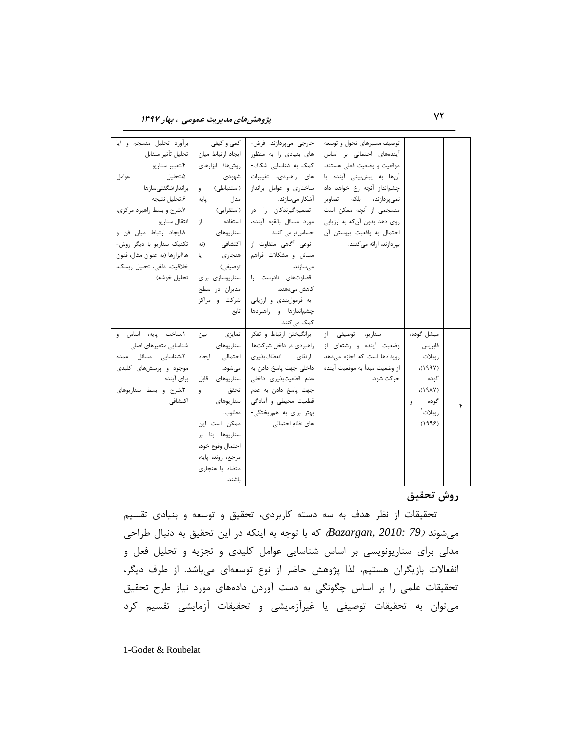| | | | | | |
|---|---|---|---|---|---|
| | | توصیف مسیرهای تحول و توسعه آینده‌های احتمالی بر اساس موقعیت و وضعیت فعلی هستند. آن‌ها به پیش‌بینی آینده یا چشم‌انداز آنچه رخ خواهد داد نمی‌پردازند، بلکه تصاویر منسجمی از آنچه ممکن است روی دهد بدون آن‌که به ارزیابی احتمال به واقعیت پیوستن آن بپردازند، ارائه می‌کنند. | خارجی می‌پردازند. فرض‌های بنیادی را به منظور کمک به شناسایی شکاف‌های راهبردی، تغییرات ساختاری و عوامل برانداز آشکار می‌سازند. تصمیم‌گیرندگان را در مورد مسائل بالقوه آینده، حساس‌تر می کنند. نوعی آگاهی متفاوت از مسائل و مشکلات فراهم می‌سازند. قضاوت‌های نادرست را کاهش می‌دهند. به فرمول‌بندی و ارزیابی چشم‌اندازها و راهبردها کمک می‌کنند. | کمی و کیفی ایجاد ارتباط میان روش‌ها/ ابزارهای شهودی (استنباطی) و مدل پایه (استقرایی) استفاده از سناریوهای اکتشافی (نه هنجاری یا توصیفی) سناریوسازی برای مدیران در سطح شرکت و مراکز تابع | برآورد تحلیل منسجم و /یا تحلیل تأثیر متقابل ۴.تعبیر سناریو ۵.تحلیل عوامل برانداز/شگفتی‌سازها ۶.تحلیل نتیجه ۷.شرح و بسط راهبرد مرکزی، انتقال سناریو ۸.ایجاد ارتباط میان فن و تکنیک سناریو با دیگر روش‌ها/ابزارها (به عنوان مثال، فنون خلاقیت، دلفی، تحلیل ریسک، تحلیل خوشه) |
| ۴ | میشل گوده، فابریس روبلات (۱۹۹۷)، گوده (۱۹۸۷)، گوده و روبلات[1] (۱۹۹۶) | سناریو، توصیفی از وضعیت آینده و رشته‌ای از رویدادها است که اجازه می‌دهد از وضعیت مبدأ به موقعیت آینده حرکت شود. | برانگیختن ارتباط و تفکر راهبردی در داخل شرکت‌ها ارتقای انعطاف‌پذیری داخلی جهت پاسخ دادن به عدم قطعیت‌پذیری داخلی جهت پاسخ دادن به عدم قطعیت محیطی و آمادگی بهتر برای به هم‌ریختگی‌های نظام احتمالی | تمایزی بین سناریوهای احتمالی ایجاد می‌شود، سناریوهای قابل تحقق و سناریوهای مطلوب. ممکن است این سناریوها بنا بر احتمال وقوع خود، مرجع، روند، پایه، متضاد یا هنجاری باشند. | ۱.ساخت پایه، اساس و شناسایی متغیرهای اصلی ۲.شناسایی مسائل عمده موجود و پرسش‌های کلیدی برای آینده ۳.شرح و بسط سناریوهای اکتشافی |

## روش تحقیق

تحقیقات از نظر هدف به سه دسته کاربردی، تحقیق و توسعه و بنیادی تقسیم می‌شوند (*Bazargan, 2010: 79*) که با توجه به اینکه در این تحقیق به دنبال طراحی مدلی برای سناریونویسی بر اساس شناسایی عوامل کلیدی و تجزیه و تحلیل فعل و انفعالات بازیگران هستیم، لذا پژوهش حاضر از نوع توسعه‌ای می‌باشد. از طرف دیگر، تحقیقات علمی را بر اساس چگونگی به دست آوردن داده‌های مورد نیاز طرح تحقیق می‌توان به تحقیقات توصیفی یا غیرآزمایشی و تحقیقات آزمایشی تقسیم کرد

1-Godet & Roubelat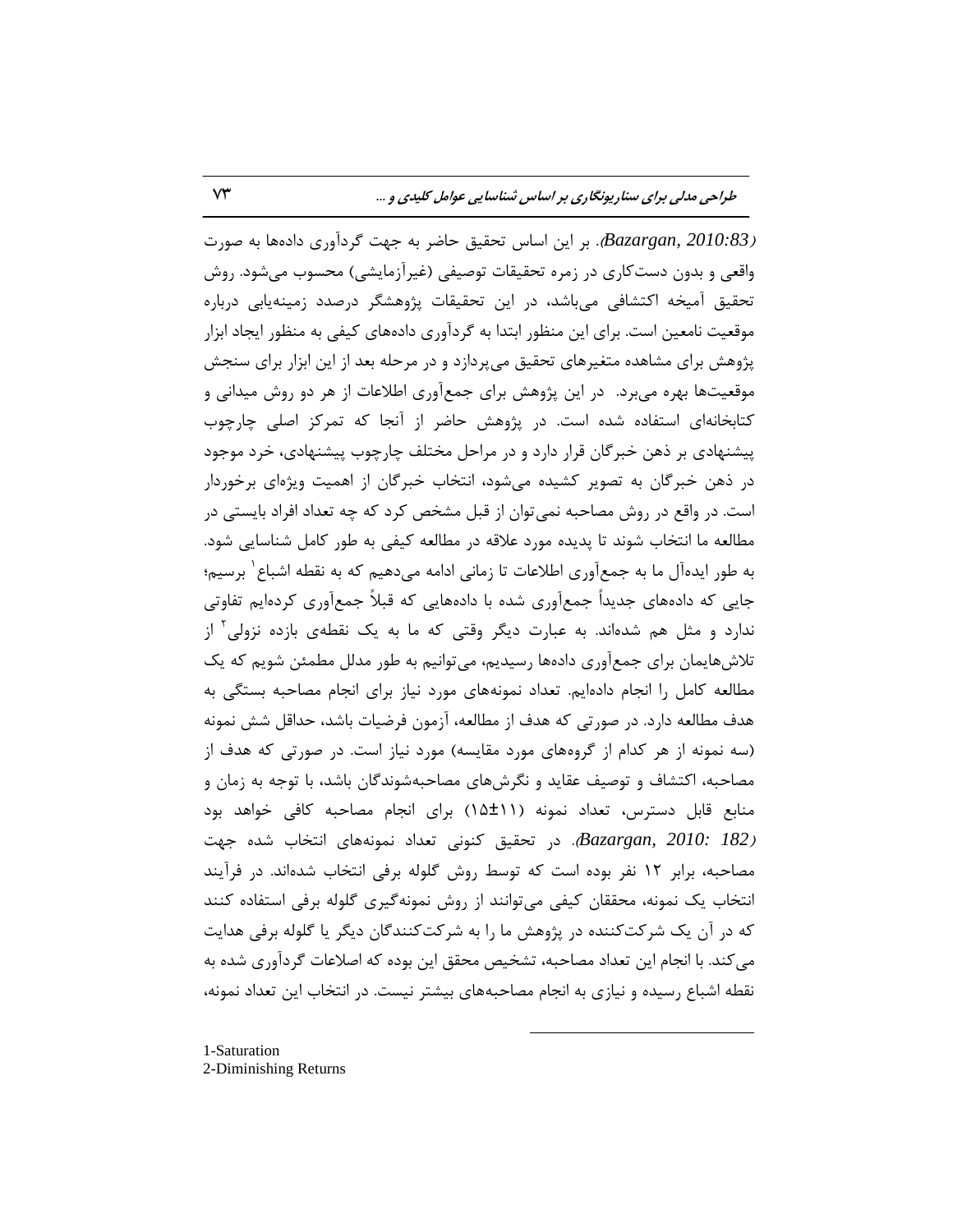(Bazargan, 2010:83). بر این اساس تحقیق حاضر به جهت گردآوری داده‌ها به صورت واقعی و بدون دست‌کاری در زمره تحقیقات توصیفی (غیرآزمایشی) محسوب می‌شود. روش تحقیق آمیخه اکتشافی می‌باشد، در این تحقیقات پژوهشگر درصدد زمینه‌یابی درباره موقعیت نامعین است. برای این منظور ابتدا به گردآوری داده‌های کیفی به منظور ایجاد ابزار پژوهش برای مشاهده متغیرهای تحقیق می‌پردازد و در مرحله بعد از این ابزار برای سنجش موقعیت‌ها بهره می‌برد. در این پژوهش برای جمع‌آوری اطلاعات از هر دو روش میدانی و کتابخانه‌ای استفاده شده است. در پژوهش حاضر از آنجا که تمرکز اصلی چارچوب پیشنهادی بر ذهن خبرگان قرار دارد و در مراحل مختلف چارچوب پیشنهادی، خرد موجود در ذهن خبرگان به تصویر کشیده می‌شود، انتخاب خبرگان از اهمیت ویژه‌ای برخوردار است. در واقع در روش مصاحبه نمی‌توان از قبل مشخص کرد که چه تعداد افراد بایستی در مطالعه ما انتخاب شوند تا پدیده مورد علاقه کیفی به طور کامل شناسایی شود. به طور ایده‌آل ما به جمع‌آوری اطلاعات تا زمانی ادامه می‌دهیم که به نقطه اشباع[1] برسیم؛ جایی که داده‌های جدیداً جمع‌آوری شده با داده‌هایی که قبلاً جمع‌آوری کرده‌ایم تفاوتی ندارد و مثل هم شده‌اند. به عبارت دیگر وقتی که ما به یک نقطه‌ی بازده نزولی[2] از تلاش‌هایمان برای جمع‌آوری داده‌ها رسیدیم، می‌توانیم به طور مدلل مطمئن شویم که یک مطالعه کامل را انجام داده‌ایم. تعداد نمونه‌های مورد نیاز برای انجام مصاحبه بستگی به هدف مطالعه دارد. در صورتی که هدف از مطالعه، آزمون فرضیات باشد، حداقل شش نمونه (سه نمونه از هر کدام از گروه‌های مورد مقایسه) مورد نیاز است. در صورتی که هدف از مصاحبه، اکتشاف و توصیف عقاید و نگرش‌های مصاحبه‌شوندگان باشد، با توجه به زمان و منابع قابل دسترس، تعداد نمونه (۱۱±۱۵) برای انجام مصاحبه کافی خواهد بود (Bazargan, 2010: 182). در تحقیق کنونی تعداد نمونه‌های انتخاب شده جهت مصاحبه، برابر ۱۲ نفر بوده است که توسط روش گلوله برفی انتخاب شده‌اند. در فرآیند انتخاب یک نمونه، محققان کیفی می‌توانند از روش نمونه‌گیری گلوله برفی استفاده کنند که در آن یک شرکت‌کننده در پژوهش ما را به شرکت‌کنندگان دیگر یا گلوله برفی هدایت می‌کند. با انجام این تعداد مصاحبه، تشخیص محقق این بوده که اطلاعات گردآوری شده به نقطه اشباع رسیده و نیازی به انجام مصاحبه‌های بیشتر نیست. در انتخاب این تعداد نمونه،

---

1-Saturation
2-Diminishing Returns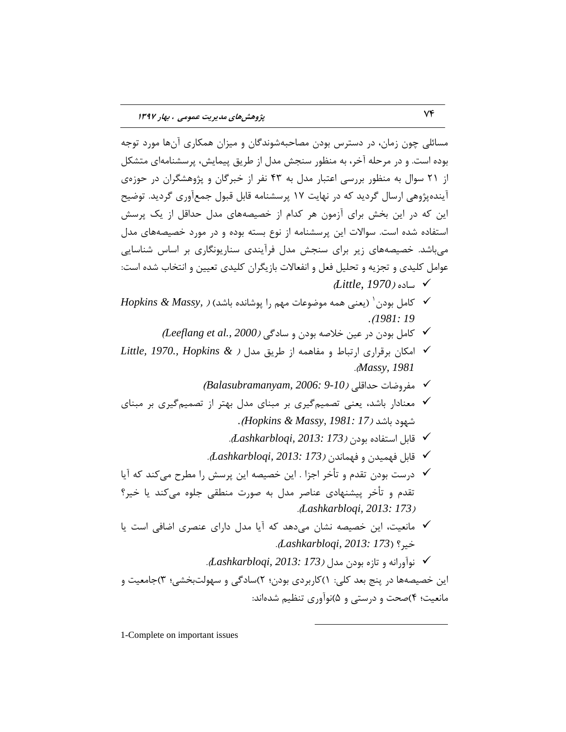مسائلی چون زمان، در دسترس بودن مصاحبه‌شوندگان و میزان همکاری آن‌ها مورد توجه بوده است. و در مرحله آخر، به منظور سنجش مدل از طریق پیمایش، پرسشنامه‌ای متشکل از ۲۱ سوال به منظور بررسی اعتبار مدل به ۴۳ نفر از خبرگان و پژوهشگران در حوزه‌ی آینده‌پژوهی ارسال گردید که در نهایت ۱۷ پرسشنامه قابل قبول جمع‌آوری گردید. توضیح این که در این بخش برای آزمون هر کدام از خصیصه‌های مدل حداقل از یک پرسش استفاده شده است. سوالات این پرسشنامه از نوع بسته بوده و در مورد خصیصه‌های مدل می‌باشد. خصیصه‌های زیر برای سنجش مدل فرآیندی سناریونگاری بر اساس شناسایی عوامل کلیدی و تجزیه و تحلیل فعل و انفعالات بازیگران کلیدی تعیین و انتخاب شده است:

- ✓ ساده (*Little, 1970*)
- ✓ کامل بودن[1] (یعنی همه موضوعات مهم را پوشانده باشد) (*Hopkins & Massy, 1981: 19*).
- ✓ کامل بودن در عین خلاصه بودن و سادگی (*Leeflang et al., 2000*)
- ✓ امکان برقراری ارتباط و مفاهمه از طریق مدل (*Little, 1970., Hopkins & Massy, 1981*).
- ✓ مفروضات حداقلی (*Balasubramanyam, 2006: 9-10*)
- ✓ معنادار باشد، یعنی تصمیم‌گیری بر مبنای مدل بهتر از تصمیم‌گیری بر مبنای شهود باشد (*Hopkins & Massy, 1981: 17*).
- ✓ قابل استفاده بودن (*Lashkarbloqi, 2013: 173*).
- ✓ قابل فهمیدن و فهماندن (*Lashkarbloqi, 2013: 173*).
- ✓ درست بودن تقدم و تأخر اجزا . این خصیصه این پرسش را مطرح می‌کند که آیا تقدم و تأخر پیشنهادی عناصر مدل به صورت منطقی جلوه می‌کند یا خیر؟ (*Lashkarbloqi, 2013: 173*).
- ✓ مانعیت، این خصیصه نشان می‌دهد که آیا مدل دارای عنصری اضافی است یا خیر؟ (*Lashkarbloqi, 2013: 173*).
- ✓ نوآورانه و تازه بودن مدل (*Lashkarbloqi, 2013: 173*).

این خصیصه‌ها در پنج بعد کلی: ۱)کاربردی بودن؛ ۲)سادگی و سهولت‌بخشی؛ ۳)جامعیت و مانعیت؛ ۴)صحت و درستی و ۵)نوآوری تنظیم شده‌اند:

---

1-Complete on important issues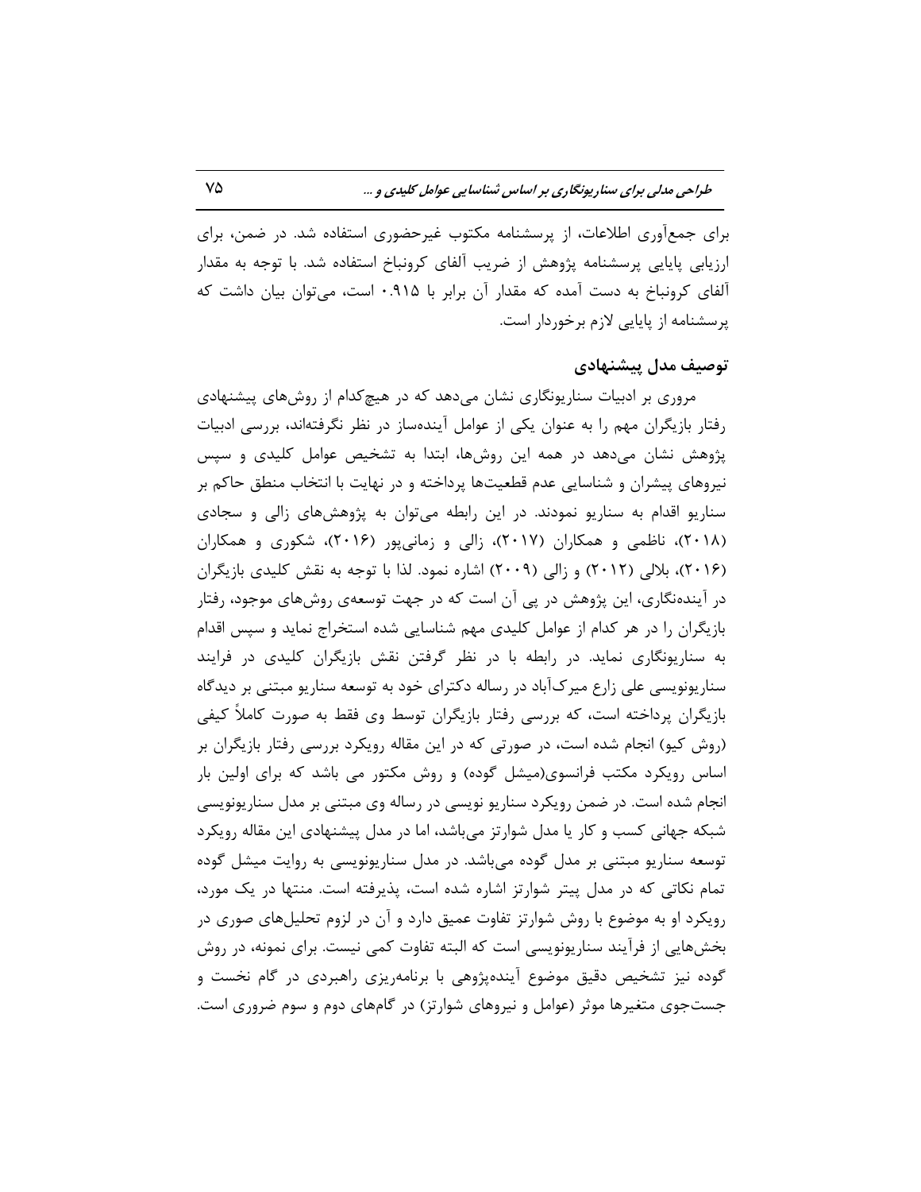برای جمع‌آوری اطلاعات، از پرسشنامه مکتوب غیرحضوری استفاده شد. در ضمن، برای ارزیابی پایایی پرسشنامه پژوهش از ضریب آلفای کرونباخ استفاده شد. با توجه به مقدار آلفای کرونباخ به دست آمده که مقدار آن برابر با ۰.۹۱۵ است، می‌توان بیان داشت که پرسشنامه از پایایی لازم برخوردار است.

### توصیف مدل پیشنهادی

مروری بر ادبیات سناریونگاری نشان می‌دهد که در هیچ‌کدام از روش‌های پیشنهادی رفتار بازیگران مهم را به عنوان یکی از عوامل آینده‌ساز در نظر نگرفته‌اند، بررسی ادبیات پژوهش نشان می‌دهد در همه این روش‌ها، ابتدا به تشخیص عوامل کلیدی و سپس نیروهای پیشران و شناسایی عدم قطعیت‌ها پرداخته و در نهایت با انتخاب منطق حاکم بر سناریو اقدام به سناریو نمودند. در این رابطه می‌توان به پژوهش‌های زالی و سجادی (۲۰۱۸)، ناظمی و همکاران (۲۰۱۷)، زالی و زمانی‌پور (۲۰۱۶)، شکوری و همکاران (۲۰۱۶)، بلالی (۲۰۱۲) و زالی (۲۰۰۹) اشاره نمود. لذا با توجه به نقش کلیدی بازیگران در آینده‌نگاری، این پژوهش در پی آن است که در جهت توسعه‌ی روش‌های موجود، رفتار بازیگران را در هر کدام از عوامل کلیدی مهم شناسایی شده استخراج نماید و سپس اقدام به سناریونگاری نماید. در رابطه با در نظر گرفتن نقش بازیگران کلیدی در فرایند سناریونویسی علی زارع میرک‌آباد در رساله دکترای خود به توسعه سناریو مبتنی بر دیدگاه بازیگران پرداخته است، که بررسی رفتار بازیگران توسط وی فقط به صورت کاملاً کیفی (روش کیو) انجام شده است، در صورتی که در این مقاله رویکرد بررسی رفتار بازیگران بر اساس رویکرد مکتب فرانسوی(میشل گوده) و روش مکتور می باشد که برای اولین بار انجام شده است. در ضمن رویکرد سناریو نویسی در رساله وی مبتنی بر مدل سناریونویسی شبکه جهانی کسب و کار یا مدل شوارتز می‌باشد، اما در مدل پیشنهادی این مقاله رویکرد توسعه سناریو مبتنی بر مدل گوده می‌باشد. در مدل سناریونویسی به روایت میشل گوده تمام نکاتی که در مدل پیتر شوارتز اشاره شده است، پذیرفته است. منتها در یک مورد، رویکرد او به موضوع با روش شوارتز تفاوت عمیق دارد و آن در لزوم تحلیل‌های صوری در بخش‌هایی از فرآیند سناریونویسی است که البته تفاوت کمی نیست. برای نمونه، در روش گوده نیز تشخیص دقیق موضوع آینده‌پژوهی با برنامه‌ریزی راهبردی در گام نخست و جست‌جوی متغیرها موثر (عوامل و نیروهای شوارتز) در گام‌های دوم و سوم ضروری است.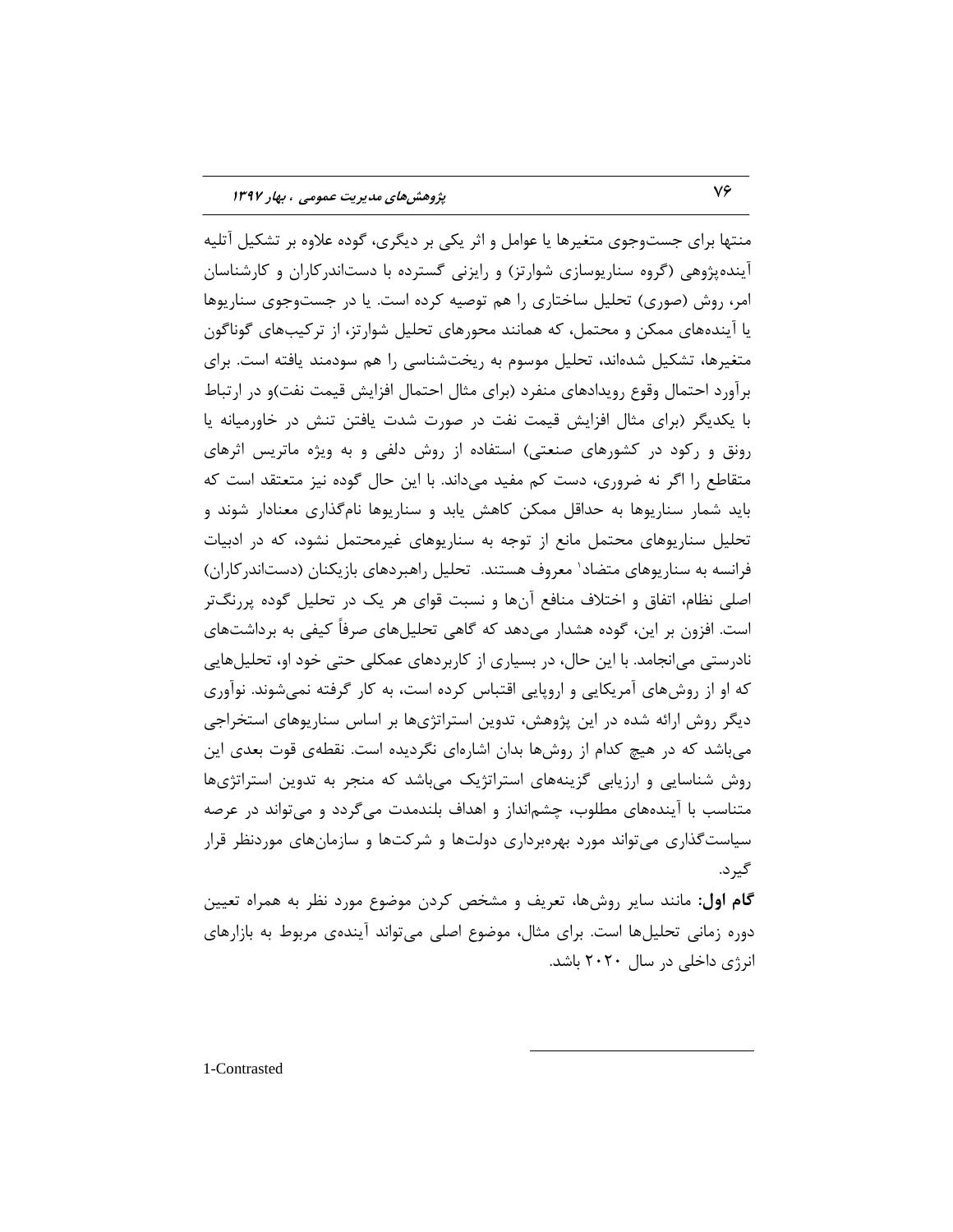منتها برای جست‌وجوی متغیرها یا عوامل و اثر یکی بر دیگری، گوده علاوه بر تشکیل آتلیه آینده‌پژوهی (گروه سناریوسازی شوارتز) و رایزنی گسترده با دست‌اندرکاران و کارشناسان امر، روش (صوری) تحلیل ساختاری را هم توصیه کرده است. یا در جست‌وجوی سناریوها یا آینده‌های ممکن و محتمل، که همانند محورهای تحلیل شوارتز، از ترکیب‌های گوناگون متغیرها، تشکیل شده‌اند، تحلیل موسوم به ریخت‌شناسی را هم سودمند یافته است. برای برآورد احتمال وقوع رویدادهای منفرد (برای مثال احتمال افزایش قیمت نفت)و در ارتباط با یکدیگر (برای مثال افزایش قیمت نفت در صورت شدت یافتن تنش در خاورمیانه یا رونق و رکود در کشورهای صنعتی) استفاده از روش دلفی و به ویژه ماتریس اثرهای متقاطع را اگر نه ضروری، دست کم مفید می‌داند. با این حال گوده نیز معتقد است که باید شمار سناریوها به حداقل ممکن کاهش یابد و سناریوها نام‌گذاری معنادار شوند و تحلیل سناریوهای محتمل مانع از توجه به سناریوهای غیرمحتمل نشود، که در ادبیات فرانسه به سناریوهای متضاد[1] معروف هستند. تحلیل راهبردهای بازیکنان (دست‌اندرکاران) اصلی نظام، اتفاق و اختلاف منافع آن‌ها و نسبت قوای هر یک در تحلیل گوده پررنگ‌تر است. افزون بر این، گوده هشدار می‌دهد که گاهی تحلیل‌های صرفاً کیفی به برداشت‌های نادرستی می‌انجامد. با این حال، در بسیاری از کاربردهای عمکلی حتی خود او، تحلیل‌هایی که او از روش‌های آمریکایی و اروپایی اقتباس کرده است، به کار گرفته نمی‌شوند. نوآوری دیگر روش ارائه شده در این پژوهش، تدوین استراتژی‌ها بر اساس سناریوهای استخراجی می‌باشد که در هیچ کدام از روش‌ها بدان اشاره‌ای نگردیده است. نقطه‌ی قوت بعدی این روش شناسایی و ارزیابی گزینه‌های استراتژیک می‌باشد که منجر به تدوین استراتژی‌ها متناسب با آینده‌های مطلوب، چشم‌انداز و اهداف بلندمدت می‌گردد و می‌تواند در عرصه سیاست‌گذاری می‌تواند مورد بهره‌برداری دولت‌ها و شرکت‌ها و سازمان‌های موردنظر قرار گیرد.

**گام اول:** مانند سایر روش‌ها، تعریف و مشخص کردن موضوع مورد نظر به همراه تعیین دوره زمانی تحلیل‌ها است. برای مثال، موضوع اصلی می‌تواند آینده‌ی مربوط به بازارهای انرژی داخلی در سال ۲۰۲۰ باشد.

---

1-Contrasted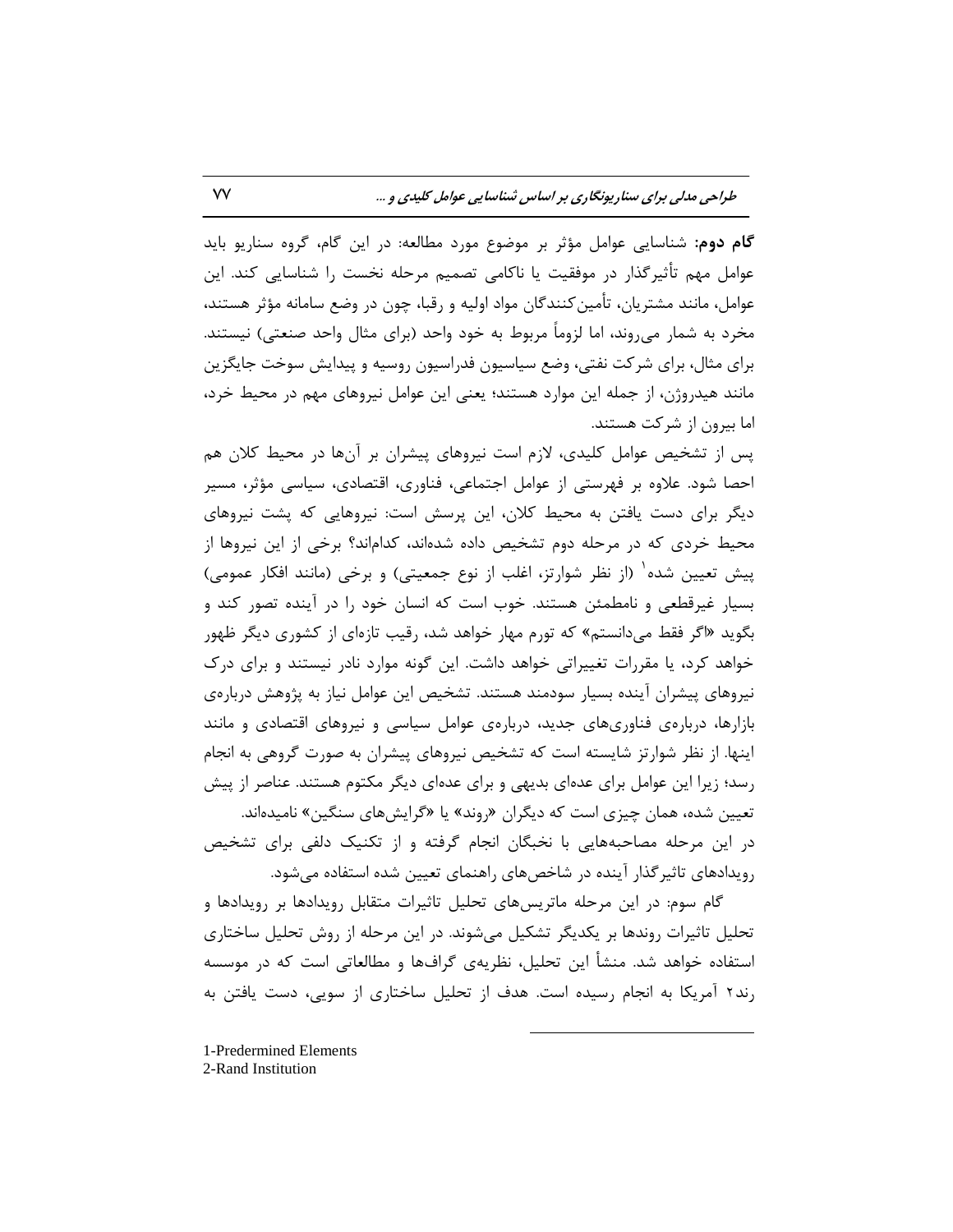**گام دوم:** شناسایی عوامل مؤثر بر موضوع مورد مطالعه: در این گام، گروه سناریو باید عوامل مهم تأثیرگذار در موفقیت یا ناکامی تصمیم مرحله نخست را شناسایی کند. این عوامل، مانند مشتریان، تأمین‌کنندگان مواد اولیه و رقبا، چون در وضع سامانه مؤثر هستند، مخرد به شمار می‌روند، اما لزوماً مربوط به خود واحد (برای مثال واحد صنعتی) نیستند. برای مثال، برای شرکت نفتی، وضع سیاسیون فدراسیون روسیه و پیدایش سوخت جایگزین مانند هیدروژن، از جمله این موارد هستند؛ یعنی این عوامل نیروهای مهم در محیط خرد، اما بیرون از شرکت هستند.

پس از تشخیص عوامل کلیدی، لازم است نیروهای پیشران بر آن‌ها در محیط کلان هم احصا شود. علاوه بر فهرستی از عوامل اجتماعی، فناوری، اقتصادی، سیاسی مؤثر، مسیر دیگر برای دست یافتن به محیط کلان، این پرسش است: نیروهایی که پشت نیروهای محیط خردی که در مرحله دوم تشخیص داده شده‌اند، کدام‌اند؟ برخی از این نیروها از پیش تعیین شده[1] (از نظر شوارتز، اغلب از نوع جمعیتی) و برخی (مانند افکار عمومی) بسیار غیرقطعی و نامطمئن هستند. خوب است که انسان خود را در آینده تصور کند و بگوید «اگر فقط می‌دانستم» که تورم مهار خواهد شد، رقیب تازه‌ای از کشوری دیگر ظهور خواهد کرد، یا مقررات تغییراتی خواهد داشت. این گونه موارد نادر نیستند و برای درک نیروهای پیشران آینده بسیار سودمند هستند. تشخیص این عوامل نیاز به پژوهش درباره‌ی بازارها، درباره‌ی فناوری‌های جدید، درباره‌ی عوامل سیاسی و نیروهای اقتصادی و مانند اینها. از نظر شوارتز شایسته است که تشخیص نیروهای پیشران به صورت گروهی به انجام رسد؛ زیرا این عوامل برای عده‌ای بدیهی و برای عده‌ای دیگر مکتوم هستند. عناصر از پیش تعیین شده، همان چیزی است که دیگران «روند» یا «گرایش‌های سنگین» نامیده‌اند.

در این مرحله مصاحبه‌هایی با نخبگان انجام گرفته و از تکنیک دلفی برای تشخیص رویدادهای تاثیرگذار آینده در شاخص‌های راهنمای تعیین شده استفاده می‌شود.

گام سوم: در این مرحله ماتریس‌های تحلیل تاثیرات متقابل رویدادها بر رویدادها و تحلیل تاثیرات روندها بر یکدیگر تشکیل می‌شوند. در این مرحله از روش تحلیل ساختاری استفاده خواهد شد. منشأ این تحلیل، نظریه‌ی گراف‌ها و مطالعاتی است که در موسسه رند[2] آمریکا به انجام رسیده است. هدف از تحلیل ساختاری از سویی، دست یافتن به

---

1-Predermined Elements

2-Rand Institution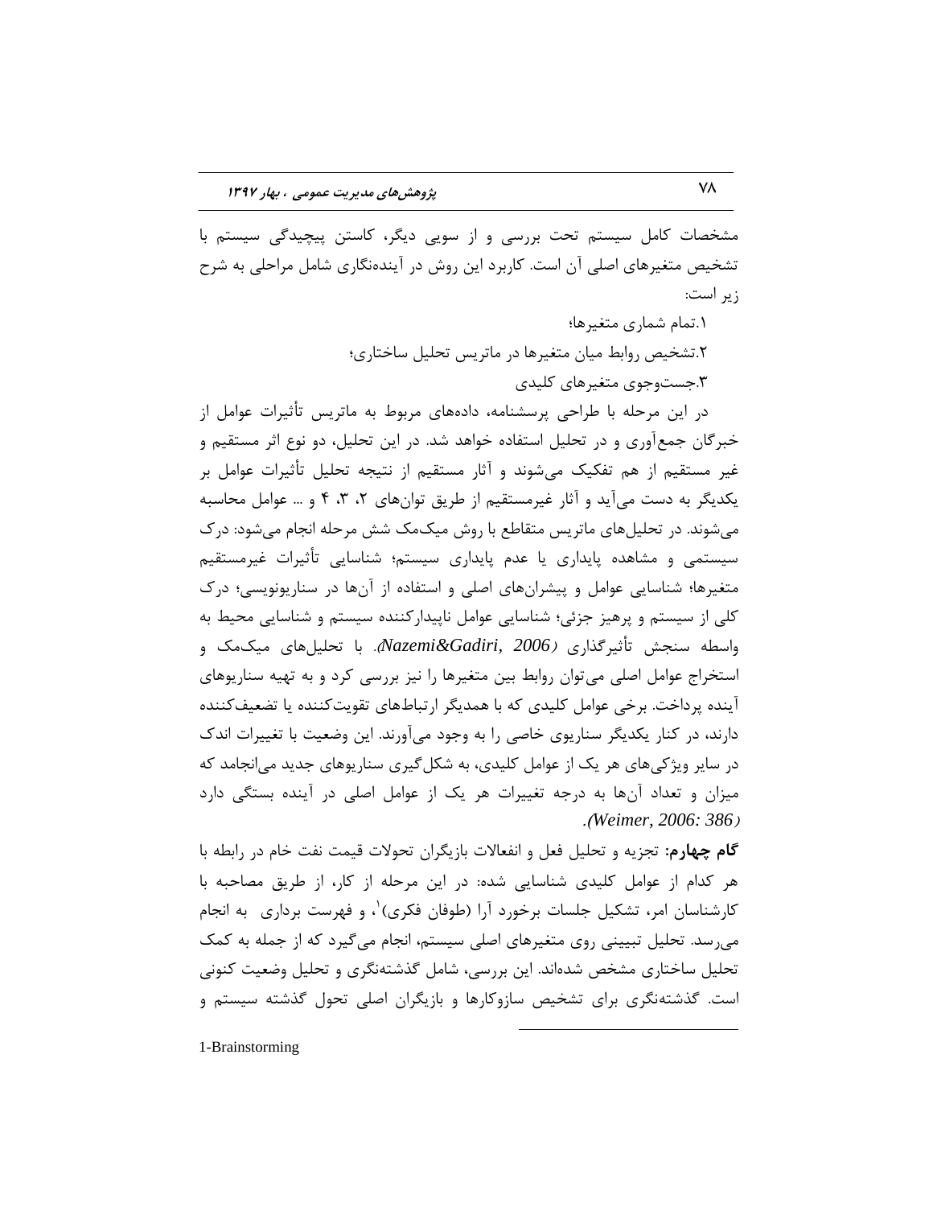مشخصات کامل سیستم تحت بررسی و از سویی دیگر، کاستن پیچیدگی سیستم با تشخیص متغیرهای اصلی آن است. کاربرد این روش در آینده‌نگاری شامل مراحلی به شرح زیر است:

۱.تمام شماری متغیرها؛

۲.تشخیص روابط میان متغیرها در ماتریس تحلیل ساختاری؛

۳.جست‌وجوی متغیرهای کلیدی

در این مرحله با طراحی پرسشنامه، داده‌های مربوط به ماتریس تأثیرات عوامل از خبرگان جمع‌آوری و در تحلیل استفاده خواهد شد. در این تحلیل، دو نوع اثر مستقیم و غیر مستقیم از هم تفکیک می‌شوند و آثار مستقیم از نتیجه تحلیل تأثیرات عوامل بر یکدیگر به دست می‌آید و آثار غیرمستقیم از طریق توان‌های ۲، ۳، ۴ و ... عوامل محاسبه می‌شوند. در تحلیل‌های ماتریس متقاطع با روش میک‌مک شش مرحله انجام می‌شود: درک سیستمی و مشاهده پایداری یا عدم پایداری سیستم؛ شناسایی تأثیرات غیرمستقیم متغیرها؛ شناسایی عوامل و پیشران‌های اصلی و استفاده از آن‌ها در سناریونویسی؛ درک کلی از سیستم و پرهیز جزئی؛ شناسایی عوامل ناپیدارکننده سیستم و شناسایی محیط به واسطه سنجش تأثیرگذاری *(Nazemi&Gadiri, 2006)*. با تحلیل‌های میک‌مک و استخراج عوامل اصلی می‌توان روابط بین متغیرها را نیز بررسی کرد و به تهیه سناریوهای آینده پرداخت. برخی عوامل کلیدی که با همدیگر ارتباط‌های تقویت‌کننده یا تضعیف‌کننده دارند، در کنار یکدیگر سناریوی خاصی را به وجود می‌آورند. این وضعیت با تغییرات اندک در سایر ویژگی‌های هر یک از عوامل کلیدی، به شکل‌گیری سناریوهای جدید می‌انجامد که میزان و تعداد آن‌ها به درجه تغییرات هر یک از عوامل اصلی در آینده بستگی دارد *(Weimer, 2006: 386)*.

**گام چهارم**: تجزیه و تحلیل فعل و انفعالات بازیگران تحولات قیمت نفت خام در رابطه با هر کدام از عوامل کلیدی شناسایی شده: در این مرحله از کار، از طریق مصاحبه با کارشناسان امر، تشکیل جلسات برخورد آرا (طوفان فکری)[1]، و فهرست برداری به انجام می‌رسد. تحلیل تبیینی روی متغیرهای اصلی سیستم، انجام می‌گیرد که از جمله به کمک تحلیل ساختاری مشخص شده‌اند. این بررسی، شامل گذشته‌نگری و تحلیل وضعیت کنونی است. گذشته‌نگری برای تشخیص سازوکارها و بازیگران اصلی تحول گذشته سیستم و

---

1-Brainstorming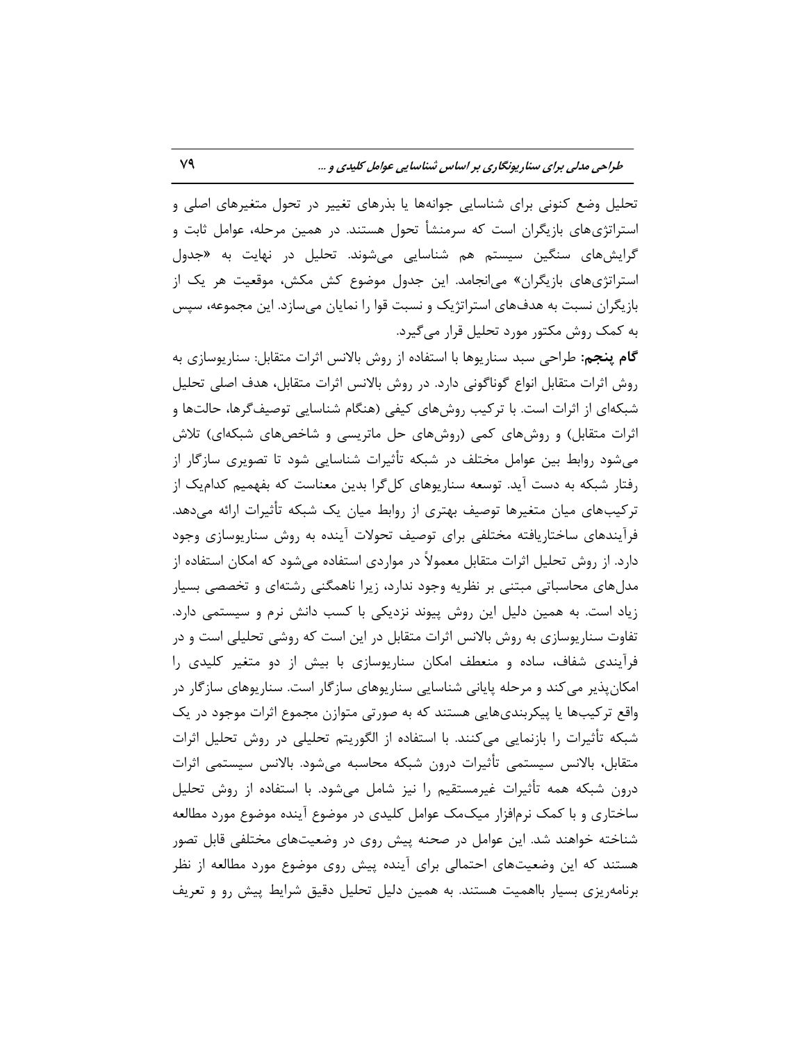تحلیل وضع کنونی برای شناسایی جوانه‌ها یا بذرهای تغییر در تحول متغیرهای اصلی و استراتژی‌های بازیگران است که سرمنشأ تحول هستند. در همین مرحله، عوامل ثابت و گرایش‌های سنگین سیستم هم شناسایی می‌شوند. تحلیل در نهایت به «جدول استراتژی‌های بازیگران» می‌انجامد. این جدول موضوع کش مکش، موقعیت هر یک از بازیگران نسبت به هدف‌های استراتژیک و نسبت قوا را نمایان می‌سازد. این مجموعه، سپس به کمک روش مکتور مورد تحلیل قرار می‌گیرد.

**گام پنجم:** طراحی سبد سناریوها با استفاده از روش بالانس اثرات متقابل: سناریوسازی به روش اثرات متقابل انواع گوناگونی دارد. در روش بالانس اثرات متقابل، هدف اصلی تحلیل شبکه‌ای از اثرات است. با ترکیب روش‌های کیفی (هنگام شناسایی توصیف‌گرها، حالت‌ها و اثرات متقابل) و روش‌های کمی (روش‌های حل ماتریسی و شاخص‌های شبکه‌ای) تلاش می‌شود روابط بین عوامل مختلف در شبکه تأثیرات شناسایی شود تا تصویری سازگار از رفتار شبکه به دست آید. توسعه سناریوهای کل‌گرا بدین معناست که بفهمیم کدام‌یک از ترکیب‌های میان متغیرها توصیف بهتری از روابط میان یک شبکه تأثیرات ارائه می‌دهد. فرآیندهای ساختاریافته مختلفی برای توصیف تحولات آینده به روش سناریوسازی وجود دارد. از روش تحلیل اثرات متقابل معمولاً در مواردی استفاده می‌شود که امکان استفاده از مدل‌های محاسباتی مبتنی بر نظریه وجود ندارد، زیرا ناهمگنی رشته‌ای و تخصصی بسیار زیاد است. به همین دلیل این روش پیوند نزدیکی با کسب دانش نرم و سیستمی دارد. تفاوت سناریوسازی به روش بالانس اثرات متقابل در این است که روشی تحلیلی است و در فرآیندی شفاف، ساده و منعطف امکان سناریوسازی با بیش از دو متغیر کلیدی را امکان‌پذیر می‌کند و مرحله پایانی شناسایی سناریوهای سازگار است. سناریوهای سازگار در واقع ترکیب‌ها یا پیکربندی‌هایی هستند که به صورتی متوازن مجموع اثرات موجود در یک شبکه تأثیرات را بازنمایی می‌کنند. با استفاده از الگوریتم تحلیلی در روش تحلیل اثرات متقابل، بالانس سیستمی تأثیرات درون شبکه محاسبه می‌شود. بالانس سیستمی اثرات درون شبکه همه تأثیرات غیرمستقیم را نیز شامل می‌شود. با استفاده از روش تحلیل ساختاری و با کمک نرم‌افزار میک‌مک عوامل کلیدی در موضوع آینده موضوع مورد مطالعه شناخته خواهند شد. این عوامل در صحنه پیش روی در وضعیت‌های مختلفی قابل تصور هستند که این وضعیت‌های احتمالی برای آینده پیش روی موضوع مورد مطالعه از نظر برنامه‌ریزی بسیار بااهمیت هستند. به همین دلیل تحلیل دقیق شرایط پیش رو و تعریف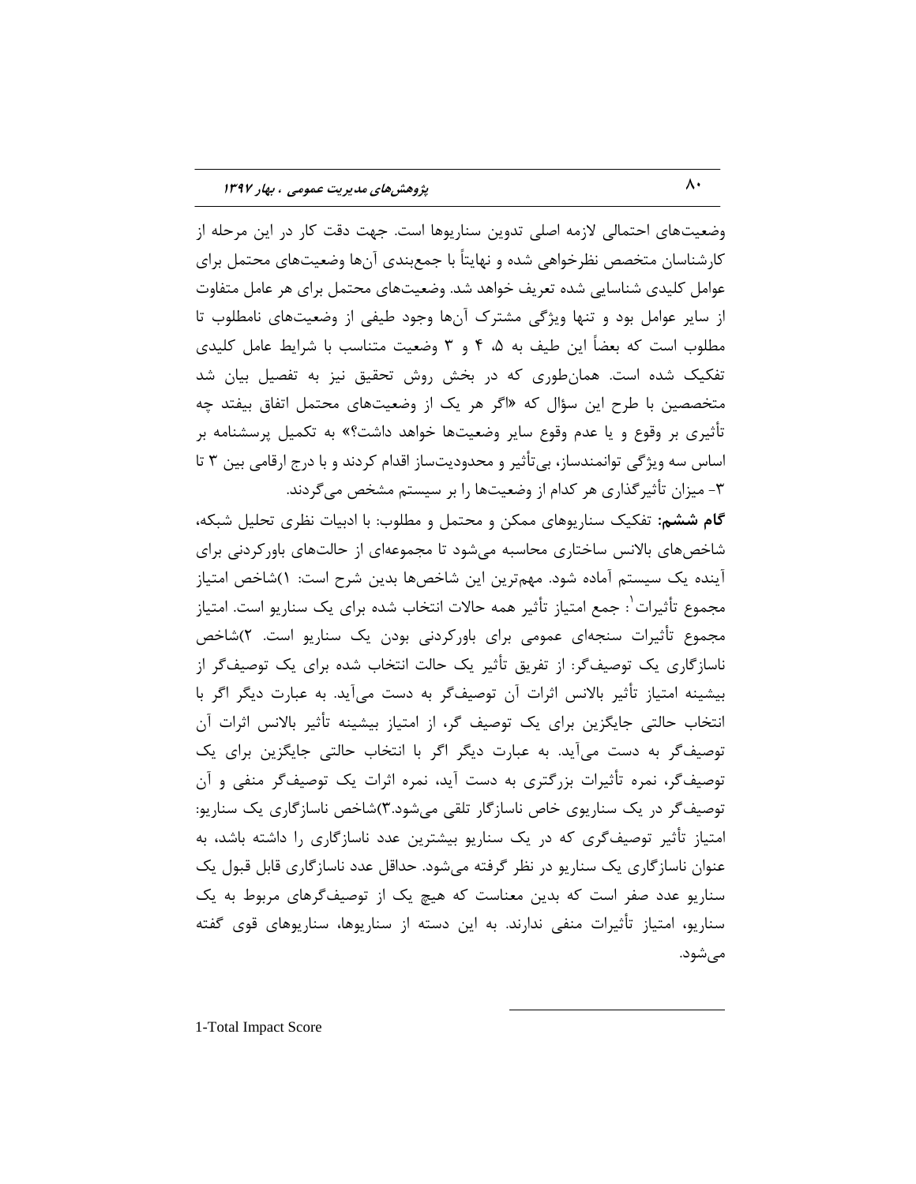وضعیت‌های احتمالی لازمه اصلی تدوین سناریوها است. جهت دقت کار در این مرحله از کارشناسان متخصص نظرخواهی شده و نهایتاً با جمع‌بندی آن‌ها وضعیت‌های محتمل برای عوامل کلیدی شناسایی شده تعریف خواهد شد. وضعیت‌های محتمل برای هر عامل متفاوت از سایر عوامل بود و تنها ویژگی مشترک آن‌ها وجود طیفی از وضعیت‌های نامطلوب تا مطلوب است که بعضاً این طیف به ۵، ۴ و ۳ وضعیت متناسب با شرایط عامل کلیدی تفکیک شده است. همان‌طوری که در بخش روش تحقیق نیز به تفصیل بیان شد متخصصین با طرح این سؤال که «اگر هر یک از وضعیت‌های محتمل اتفاق بیفتد چه تأثیری بر وقوع و یا عدم وقوع سایر وضعیت‌ها خواهد داشت؟» به تکمیل پرسشنامه بر اساس سه ویژگی توانمندساز، بی‌تأثیر و محدودیت‌ساز اقدام کردند و با درج ارقامی بین ۳ تا ۳- میزان تأثیرگذاری هر کدام از وضعیت‌ها را بر سیستم مشخص می‌گردند.

**گام ششم:** تفکیک سناریوهای ممکن و محتمل و مطلوب: با ادبیات نظری تحلیل شبکه، شاخص‌های بالانس ساختاری محاسبه می‌شود تا مجموعه‌ای از حالت‌های باورکردنی برای آینده یک سیستم آماده شود. مهم‌ترین این شاخص‌ها بدین شرح است: ۱)شاخص امتیاز مجموع تأثیرات[1]: جمع امتیاز تأثیر همه حالات انتخاب شده برای یک سناریو است. امتیاز مجموع تأثیرات سنجه‌ای عمومی برای باورکردنی بودن یک سناریو است. ۲)شاخص ناسازگاری یک توصیف‌گر: از تفریق تأثیر یک حالت انتخاب شده برای یک توصیف‌گر از بیشینه امتیاز تأثیر بالانس اثرات آن توصیف‌گر به دست می‌آید. به عبارت دیگر اگر با انتخاب حالتی جایگزین برای یک توصیف گر، از امتیاز بیشینه تأثیر بالانس اثرات آن توصیف‌گر به دست می‌آید. به عبارت دیگر اگر با انتخاب حالتی جایگزین برای یک توصیف‌گر، نمره تأثیرات بزرگتری به دست آید، نمره اثرات یک توصیف‌گر منفی و آن توصیف‌گر در یک سناریوی خاص ناسازگار تلقی می‌شود.۳)شاخص ناسازگاری یک سناریو: امتیاز تأثیر توصیف‌گری که در یک سناریو بیشترین عدد ناسازگاری را داشته باشد، به عنوان ناسازگاری یک سناریو در نظر گرفته می‌شود. حداقل عدد ناسازگاری قابل قبول یک سناریو عدد صفر است که بدین معناست که هیچ یک از توصیف‌گرهای مربوط به یک سناریو، امتیاز تأثیرات منفی ندارند. به این دسته از سناریوها، سناریوهای قوی گفته می‌شود.

---

1-Total Impact Score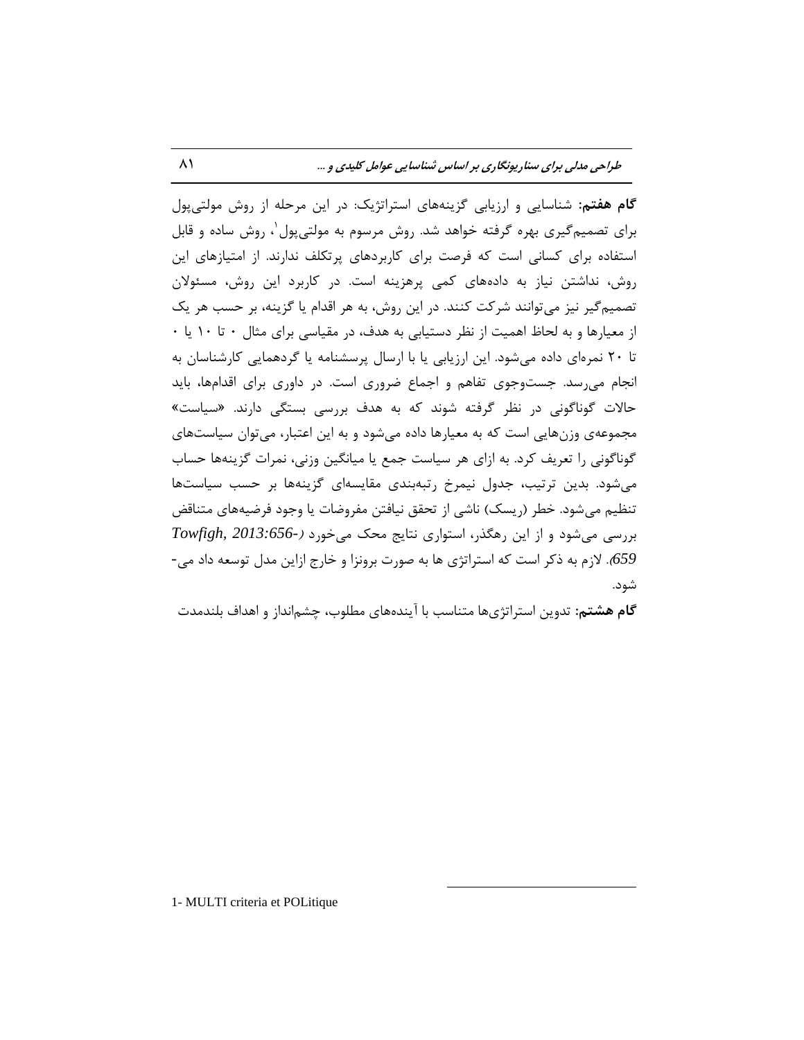**گام هفتم:** شناسایی و ارزیابی گزینه‌های استراتژیک: در این مرحله از روش مولتی‌پول برای تصمیم‌گیری بهره گرفته خواهد شد. روش مرسوم به مولتی‌پول[1]، روش ساده و قابل استفاده برای کسانی است که فرصت برای کاربردهای پرتکلف ندارند. از امتیازهای این روش، نداشتن نیاز به داده‌های کمی پرهزینه است. در کاربرد این روش، مسئولان تصمیم‌گیر نیز می‌توانند شرکت کنند. در این روش، به هر اقدام یا گزینه، بر حسب هر یک از معیارها و به لحاظ اهمیت از نظر دستیابی به هدف، در مقیاسی برای مثال ۰ تا ۱۰ یا ۰ تا ۲۰ نمره‌ای داده می‌شود. این ارزیابی یا با ارسال پرسشنامه یا گردهمایی کارشناسان به انجام می‌رسد. جست‌وجوی تفاهم و اجماع ضروری است. در داوری برای اقدام‌ها، باید حالات گوناگونی در نظر گرفته شوند که به هدف بررسی بستگی دارند. «سیاست» مجموعه‌ی وزن‌هایی است که به معیارها داده می‌شود و به این اعتبار، می‌توان سیاست‌های گوناگونی را تعریف کرد. به ازای هر سیاست جمع یا میانگین وزنی، نمرات گزینه‌ها حساب می‌شود. بدین ترتیب، جدول نیمرخ رتبه‌بندی مقایسه‌ای گزینه‌ها بر حسب سیاست‌ها تنظیم می‌شود. خطر (ریسک) ناشی از تحقق نیافتن مفروضات یا وجود فرضیه‌های متناقض بررسی می‌شود و از این رهگذر، استواری نتایج محک می‌خورد (*Towfigh, 2013:656-659*). لازم به ذکر است که استراتژی ها به صورت برونزا و خارج ازاین مدل توسعه داد می-شود.

**گام هشتم:** تدوین استراتژی‌ها متناسب با آینده‌های مطلوب، چشم‌انداز و اهداف بلندمدت

---

1- MULTI criteria et POLitique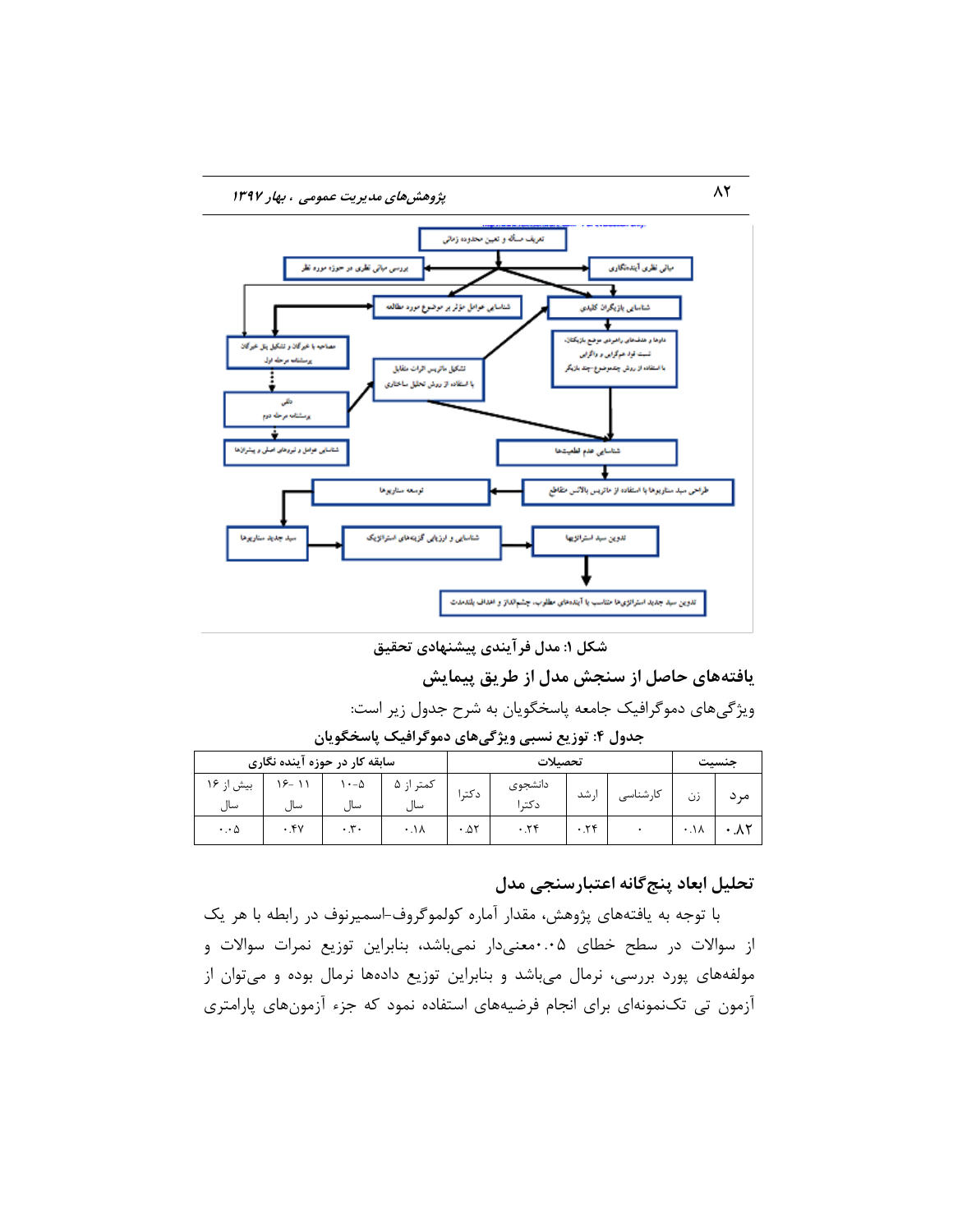**شکل ۱: مدل فرآیندی پیشنهادی تحقیق**

## یافته‌های حاصل از سنجش مدل از طریق پیمایش

ویژگی‌های دموگرافیک جامعه پاسخگویان به شرح جدول زیر است:

**جدول ۴: توزیع نسبی ویژگی‌های دموگرافیک پاسخگویان**

| جنسیت | | تحصیلات | | | | سابقه کار در حوزه آینده نگاری | | | |
|---|---|---|---|---|---|---|---|---|---|
| مرد | زن | کارشناسی | ارشد | دانشجوی دکترا | دکترا | کمتر از ۵ سال | ۵-۱۰ سال | ۱۱-۱۶ سال | بیش از ۱۶ سال |
| ۰.۸۲ | ۰.۱۸ | ۰ | ۰.۲۴ | ۰.۲۴ | ۰.۵۲ | ۰.۱۸ | ۰.۳۰ | ۰.۴۷ | ۰.۰۵ |

## تحلیل ابعاد پنج‌گانه اعتبارسنجی مدل

با توجه به یافته‌های پژوهش، مقدار آماره کولموگروف-اسمیرنوف در رابطه با هر یک از سوالات در سطح خطای ۰.۰۵معنی‌دار نمی‌باشد، بنابراین توزیع نمرات سوالات و مولفه‌های پورد بررسی، نرمال می‌باشد و بنابراین توزیع داده‌ها نرمال بوده و می‌توان از آزمون تی تک‌نمونه‌ای برای انجام فرضیه‌های استفاده نمود که جزء آزمون‌های پارامتری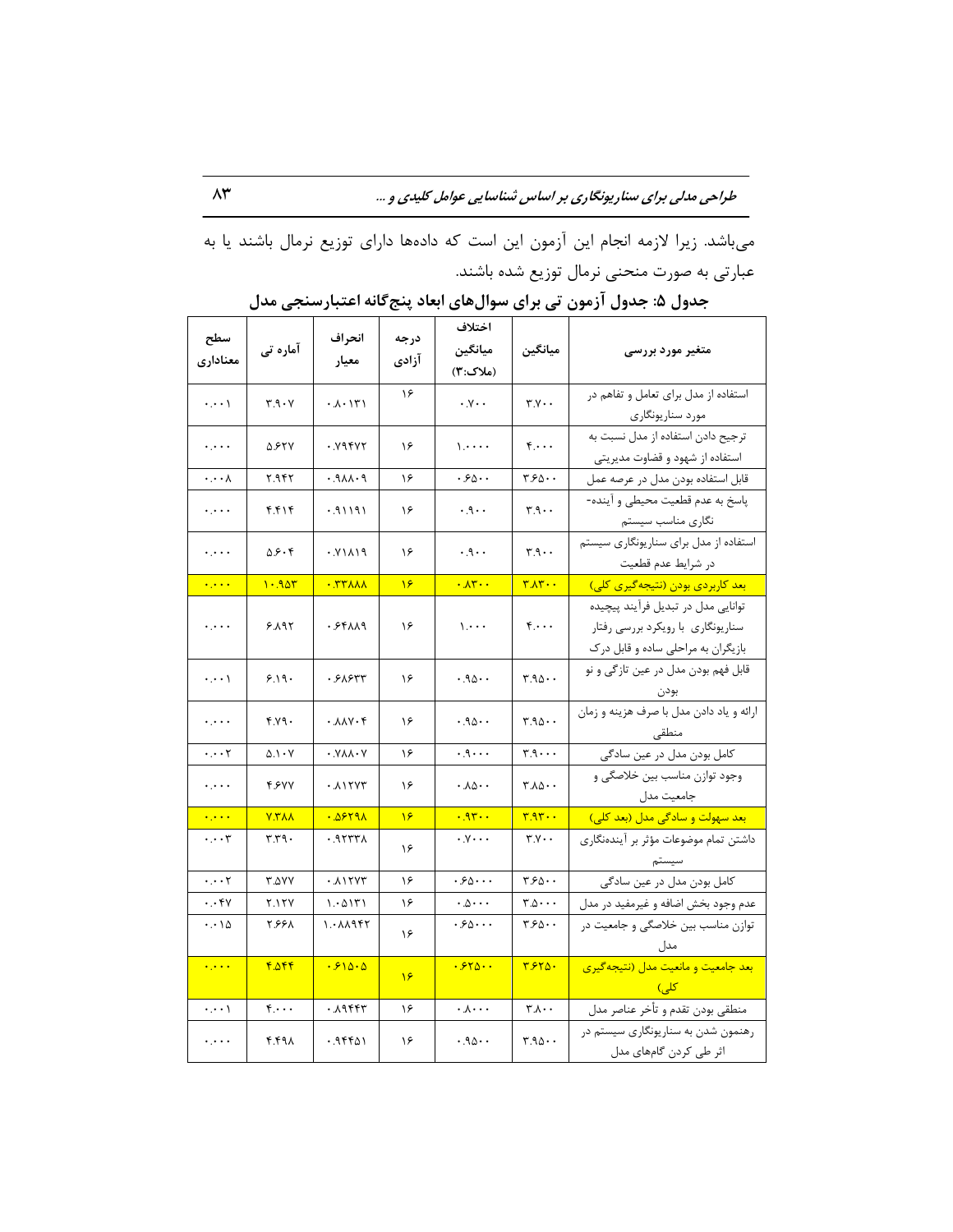می‌باشد. زیرا لازمه انجام این آزمون این است که داده‌ها دارای توزیع نرمال باشند یا به عبارتی به صورت منحنی نرمال توزیع شده باشند.

**جدول ۵: جدول آزمون تی برای سوال‌های ابعاد پنج‌گانه اعتبارسنجی مدل**

| متغیر مورد بررسی | میانگین | اختلاف میانگین (ملاک:۳) | درجه آزادی | انحراف معیار | آماره تی | سطح معناداری |
|---|---|---|---|---|---|---|
| استفاده از مدل برای تعامل و تفاهم در مورد سناریونگاری | ۳.۷۰۰ | ۰.۷۰۰ | ۱۶ | ۰.۸۰۱۳۱ | ۳.۹۰۷ | ۰.۰۰۱ |
| ترجیح دادن استفاده از مدل نسبت به استفاده از شهود و قضاوت مدیریتی | ۴.۰۰۰ | ۱.۰۰۰۰ | ۱۶ | ۰.۷۹۴۷۲ | ۵.۶۲۷ | ۰.۰۰۰ |
| قابل استفاده بودن مدل در عرصه عمل | ۳.۶۵۰۰ | ۰.۶۵۰۰ | ۱۶ | ۰.۹۸۸۰۹ | ۲.۹۴۲ | ۰.۰۰۸ |
| پاسخ به عدم قطعیت محیطی و آینده‌نگاری مناسب سیستم | ۳.۹۰۰ | ۰.۹۰۰ | ۱۶ | ۰.۹۱۱۹۱ | ۴.۴۱۴ | ۰.۰۰۰ |
| استفاده از مدل برای سناریونگاری سیستم در شرایط عدم قطعیت | ۳.۹۰۰ | ۰.۹۰۰ | ۱۶ | ۰.۷۱۸۱۹ | ۵.۶۰۴ | ۰.۰۰۰ |
| بعد کاربردی بودن (نتیجه‌گیری کلی) | ۳.۸۳۰۰ | ۰.۸۳۰۰ | ۱۶ | ۰.۳۳۸۸۸ | ۱۰.۹۵۳ | ۰.۰۰۰ |
| توانایی مدل در تبدیل فرآیند پیچیده سناریونگاری با رویکرد بررسی رفتار بازیگران به مراحلی ساده و قابل درک | ۴.۰۰۰ | ۱.۰۰۰ | ۱۶ | ۰.۶۴۸۸۹ | ۶.۸۹۲ | ۰.۰۰۰ |
| قابل فهم بودن مدل در عین تازگی و نو بودن | ۳.۹۵۰۰ | ۰.۹۵۰۰ | ۱۶ | ۰.۶۸۶۳۳ | ۶.۱۹۰ | ۰.۰۰۱ |
| ارائه و یاد دادن مدل با صرف هزینه و زمان منطقی | ۳.۹۵۰۰ | ۰.۹۵۰۰ | ۱۶ | ۰.۸۸۷۰۴ | ۴.۷۹۰ | ۰.۰۰۰ |
| کامل بودن مدل در عین سادگی | ۳.۹۰۰۰ | ۰.۹۰۰۰ | ۱۶ | ۰.۷۸۸۰۷ | ۵.۱۰۷ | ۰.۰۰۲ |
| وجود توازن مناسب بین خلاصگی و جامعیت مدل | ۳.۸۵۰۰ | ۰.۸۵۰۰ | ۱۶ | ۰.۸۱۲۷۳ | ۴.۶۷۷ | ۰.۰۰۰ |
| بعد سهولت و سادگی مدل (بعد کلی) | ۳.۹۳۰۰ | ۰.۹۳۰۰ | ۱۶ | ۰.۵۶۲۹۸ | ۷.۳۸۸ | ۰.۰۰۰ |
| داشتن تمام موضوعات مؤثر بر آینده‌نگاری سیستم | ۳.۷۰۰ | ۰.۷۰۰۰ | ۱۶ | ۰.۹۲۳۳۸ | ۳.۳۹۰ | ۰.۰۰۳ |
| کامل بودن مدل در عین سادگی | ۳.۶۵۰۰ | ۰.۶۵۰۰۰ | ۱۶ | ۰.۸۱۲۷۳ | ۳.۵۷۷ | ۰.۰۰۲ |
| عدم وجود بخش اضافه و غیرمفید در مدل | ۳.۵۰۰۰ | ۰.۵۰۰۰ | ۱۶ | ۱.۰۵۱۳۱ | ۲.۱۲۷ | ۰.۰۴۷ |
| توازن مناسب بین خلاصگی و جامعیت در مدل | ۳.۶۵۰۰ | ۰.۶۵۰۰۰ | ۱۶ | ۱.۰۸۸۹۴۲ | ۲.۶۶۸ | ۰.۰۱۵ |
| بعد جامعیت و مانعیت مدل (نتیجه‌گیری کلی) | ۳.۶۲۵۰ | ۰.۶۲۵۰۰ | ۱۶ | ۰.۶۱۵۰۵ | ۴.۵۴۴ | ۰.۰۰۰ |
| منطقی بودن تقدم و تأخر عناصر مدل | ۳.۸۰۰ | ۰.۸۰۰۰ | ۱۶ | ۰.۸۹۴۴۳ | ۴.۰۰۰ | ۰.۰۰۱ |
| رهنمون شدن به سناریونگاری سیستم در اثر طی کردن گام‌های مدل | ۳.۹۵۰۰ | ۰.۹۵۰۰ | ۱۶ | ۰.۹۴۴۵۱ | ۴.۴۹۸ | ۰.۰۰۰ |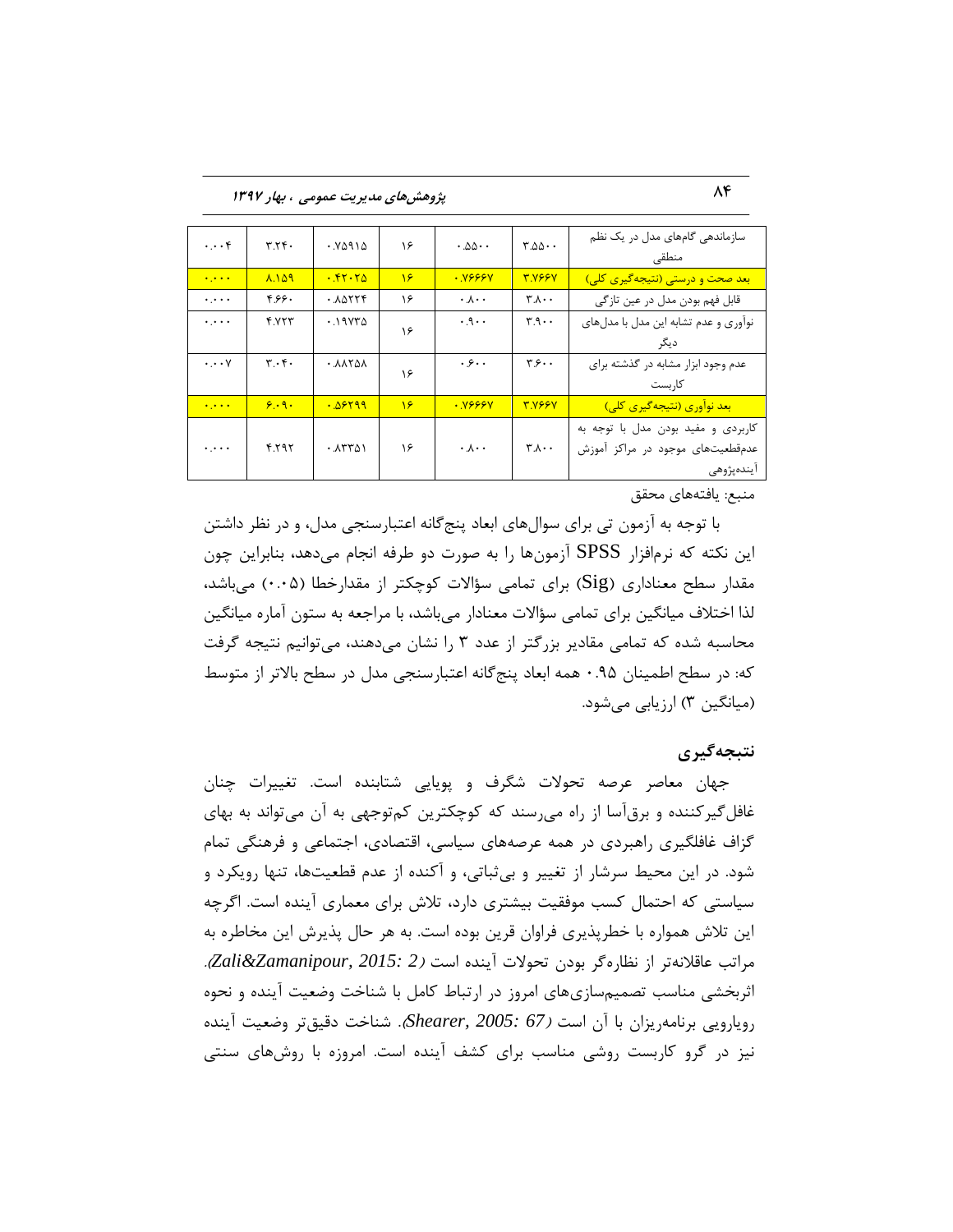| سازماندهی گام‌های مدل در یک نظم منطقی | ۳.۵۵۰۰ | ۰.۵۵۰۰ | ۱۶ | ۰.۷۵۹۱۵ | ۳.۲۴۰ | ۰.۰۰۴ |
| --- | --- | --- | --- | --- | --- | --- |
| بعد صحت و درستی (نتیجه‌گیری کلی) | ۳.۷۶۶۷ | ۰.۷۶۶۶۷ | ۱۶ | ۰.۴۲۰۲۵ | ۸.۱۵۹ | ۰.۰۰۰ |
| قابل فهم بودن مدل در عین تازگی | ۳.۸۰۰ | ۰.۸۰۰ | ۱۶ | ۰.۸۵۲۲۴ | ۴.۶۶۰ | ۰.۰۰۰ |
| نوآوری و عدم تشابه این مدل با مدل‌های دیگر | ۳.۹۰۰ | ۰.۹۰۰ | ۱۶ | ۰.۱۹۷۳۵ | ۴.۷۲۳ | ۰.۰۰۰ |
| عدم وجود ابزار مشابه در گذشته برای کاربست | ۳.۶۰۰ | ۰.۶۰۰ | ۱۶ | ۰.۸۸۲۵۸ | ۳.۰۴۰ | ۰.۰۰۷ |
| بعد نوآوری (نتیجه‌گیری کلی) | ۳.۷۶۶۷ | ۰.۷۶۶۶۷ | ۱۶ | ۰.۵۶۲۹۹ | ۶.۰۹۰ | ۰.۰۰۰ |
| کاربردی و مفید بودن مدل با توجه به عدم‌قطعیت‌های موجود در مراکز آموزش آینده‌پژوهی | ۳.۸۰۰ | ۰.۸۰۰ | ۱۶ | ۰.۸۳۳۵۱ | ۴.۲۹۲ | ۰.۰۰۰ |

منبع: یافته‌های محقق

با توجه به آزمون تی برای سوال‌های ابعاد پنج‌گانه اعتبارسنجی مدل، و در نظر داشتن این نکته که نرم‌افزار SPSS آزمون‌ها را به صورت دو طرفه انجام می‌دهد، بنابراین چون مقدار سطح معناداری (Sig) برای تمامی سؤالات کوچکتر از مقدارخطا (۰.۰۵) می‌باشد، لذا اختلاف میانگین برای تمامی سؤالات معنادار می‌باشد، با مراجعه به ستون آماره میانگین محاسبه شده که تمامی مقادیر بزرگتر از عدد ۳ را نشان می‌دهند، می‌توانیم نتیجه گرفت که: در سطح اطمینان ۰.۹۵ همه ابعاد پنج‌گانه اعتبارسنجی مدل در سطح بالاتر از متوسط (میانگین ۳) ارزیابی می‌شود.

## نتیجه‌گیری

جهان معاصر عرصه تحولات شگرف و پویایی شتابنده است. تغییرات چنان غافل‌گیرکننده و برق‌آسا از راه می‌رسند که کوچکترین کم‌توجهی به آن می‌تواند به بهای گزاف غافلگیری راهبردی در همه عرصه‌های سیاسی، اقتصادی، اجتماعی و فرهنگی تمام شود. در این محیط سرشار از تغییر و بی‌ثباتی، و آکنده از عدم قطعیت‌ها، تنها رویکرد و سیاستی که احتمال کسب موفقیت بیشتری دارد، تلاش برای معماری آینده است. اگرچه این تلاش همواره با خطرپذیری فراوان قرین بوده است. به هر حال پذیرش این مخاطره به مراتب عاقلانه‌تر از نظاره‌گر بودن تحولات آینده است *(Zali&Zamanipour, 2015: 2)*. اثربخشی مناسب تصمیم‌سازی‌های امروز در ارتباط کامل با شناخت وضعیت آینده و نحوه رویارویی برنامه‌ریزان با آن است *(Shearer, 2005: 67)*. شناخت دقیق‌تر وضعیت آینده نیز در گرو کاربست روشی مناسب برای کشف آینده است. امروزه با روش‌های سنتی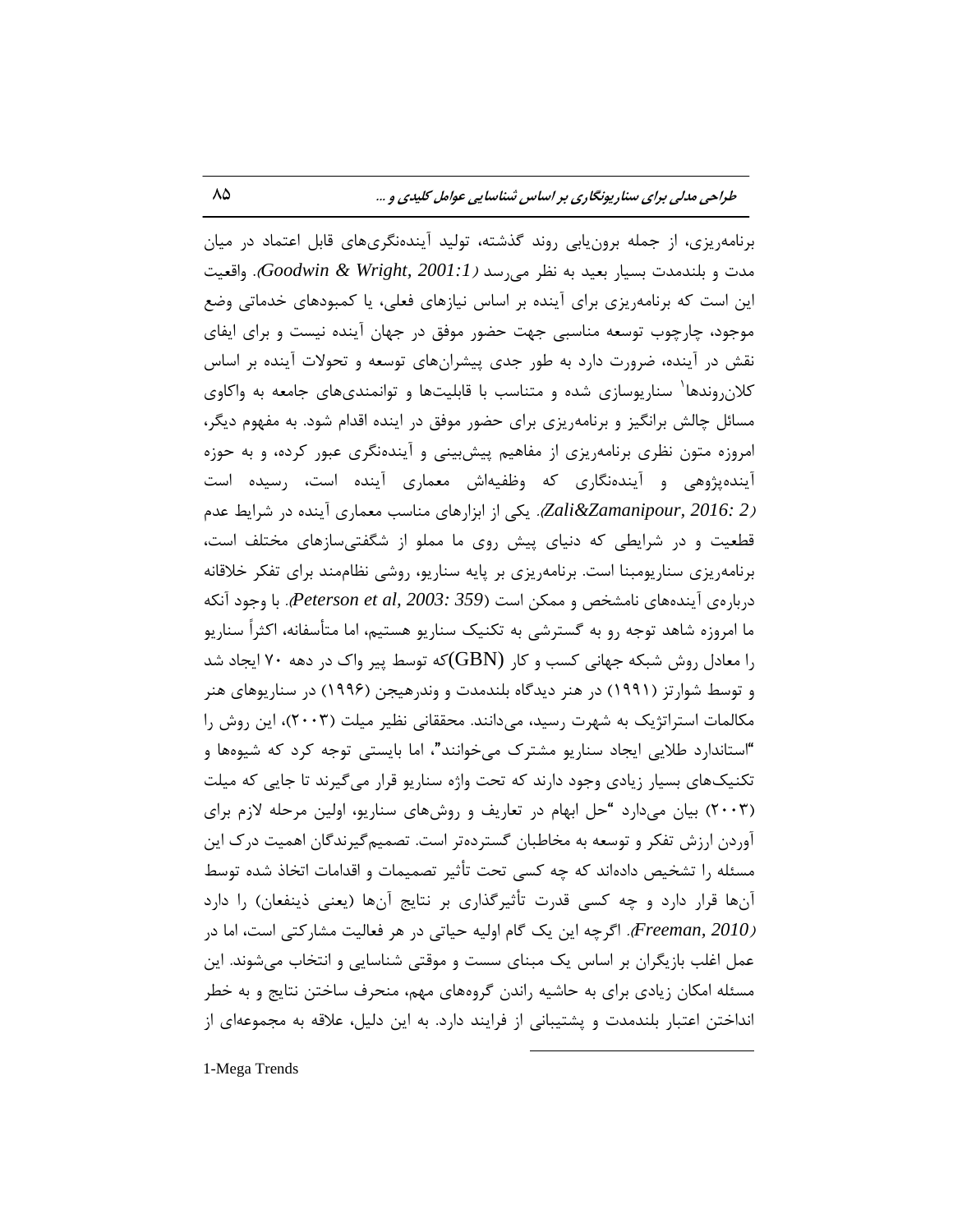برنامه‌ریزی، از جمله برون‌یابی روند گذشته، تولید آینده‌نگری‌های قابل اعتماد در میان مدت و بلندمدت بسیار بعید به نظر می‌رسد (*Goodwin & Wright, 2001:1*). واقعیت این است که برنامه‌ریزی برای آینده بر اساس نیازهای فعلی، یا کمبودهای خدماتی وضع موجود، چارچوب توسعه مناسبی جهت حضور موفق در جهان آینده نیست و برای ایفای نقش در آینده، ضرورت دارد به طور جدی پیشران‌های توسعه و تحولات آینده بر اساس کلان‌روندها[1] سناریوسازی شده و متناسب با قابلیت‌ها و توانمندی‌های جامعه به واکاوی مسائل چالش برانگیز و برنامه‌ریزی برای حضور موفق در اینده اقدام شود. به مفهوم دیگر، امروزه متون نظری برنامه‌ریزی از مفاهیم پیش‌بینی و آینده‌نگری عبور کرده، و به حوزه آینده‌پژوهی و آینده‌نگاری که وظیفه‌اش معماری آینده است، رسیده است (*Zali&Zamanipour, 2016: 2*). یکی از ابزارهای مناسب معماری آینده در شرایط عدم قطعیت و در شرایطی که دنیای پیش روی ما مملو از شگفتی‌سازهای مختلف است، برنامه‌ریزی سناریومبنا است. برنامه‌ریزی بر پایه سناریو، روشی نظام‌مند برای تفکر خلاقانه درباره‌ی آینده‌های نامشخص و ممکن است (*Peterson et al, 2003: 359*). با وجود آنکه ما امروزه شاهد توجه رو به گسترشی به تکنیک سناریو هستیم، اما متأسفانه، اکثراً سناریو را معادل روش شبکه جهانی کسب و کار (GBN)که توسط پیر واک در دهه ۷۰ ایجاد شد و توسط شوارتز (۱۹۹۱) در هنر دیدگاه بلندمدت و وندرهیجن (۱۹۹۶) در سناریوهای هنر مکالمات استراتژیک به شهرت رسید، می‌دانند. محققانی نظیر میلت (۲۰۰۳)، این روش را "استاندارد طلایی ایجاد سناریو مشترک می‌خوانند"، اما بایستی توجه کرد که شیوه‌ها و تکنیک‌های بسیار زیادی وجود دارند که تحت واژه سناریو قرار می‌گیرند تا جایی که میلت (۲۰۰۳) بیان می‌دارد "حل ابهام در تعاریف و روش‌های سناریو، اولین مرحله لازم برای آوردن ارزش تفکر و توسعه به مخاطبان گسترده‌تر است. تصمیم‌گیرندگان اهمیت درک این مسئله را تشخیص داده‌اند که چه کسی تحت تأثیر تصمیمات و اقدامات اتخاذ شده توسط آن‌ها قرار دارد و چه کسی قدرت تأثیرگذاری بر نتایج آن‌ها (یعنی ذینفعان) را دارد (*Freeman, 2010*). اگرچه این یک گام اولیه حیاتی در هر فعالیت مشارکتی است، اما در عمل اغلب بازیگران بر اساس یک مبنای سست و موقتی شناسایی و انتخاب می‌شوند. این مسئله امکان زیادی برای به حاشیه راندن گروه‌های مهم، منحرف ساختن نتایج و به خطر انداختن اعتبار بلندمدت و پشتیبانی از فرایند دارد. به این دلیل، علاقه به مجموعه‌ای از

1-Mega Trends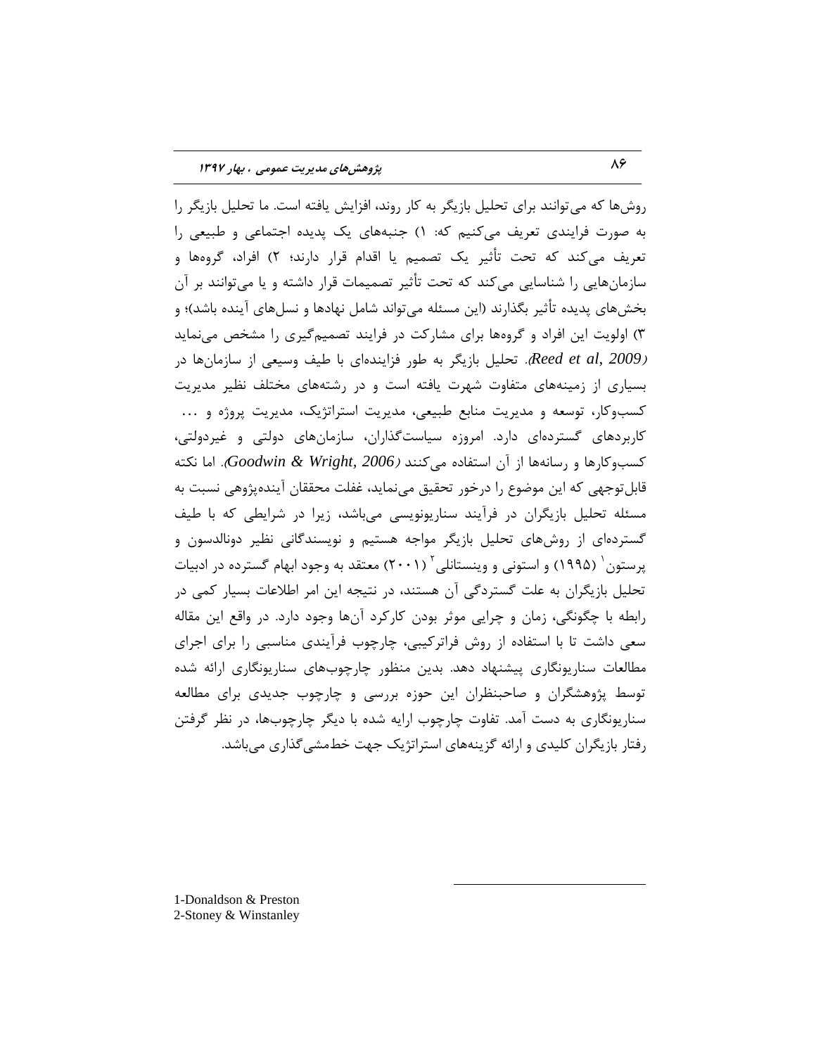روش‌ها که می‌توانند برای تحلیل بازیگر به کار روند، افزایش یافته است. ما تحلیل بازیگر را به صورت فرایندی تعریف می‌کنیم که: ۱) جنبه‌های یک پدیده اجتماعی و طبیعی را تعریف می‌کند که تحت تأثیر یک تصمیم یا اقدام قرار دارند؛ ۲) افراد، گروه‌ها و سازمان‌هایی را شناسایی می‌کند که تحت تأثیر تصمیمات قرار داشته و یا می‌توانند بر آن بخش‌های پدیده تأثیر بگذارند (این مسئله می‌تواند شامل نهادها و نسل‌های آینده باشد)؛ و ۳) اولویت این افراد و گروه‌ها برای مشارکت در فرایند تصمیم‌گیری را مشخص می‌نماید (*Reed et al, 2009*). تحلیل بازیگر به طور فزاینده‌ای با طیف وسیعی از سازمان‌ها در بسیاری از زمینه‌های متفاوت شهرت یافته است و در رشته‌های مختلف نظیر مدیریت کسب‌وکار، توسعه و مدیریت منابع طبیعی، مدیریت استراتژیک، مدیریت پروژه و ... کاربردهای گسترده‌ای دارد. امروزه سیاست‌گذاران، سازمان‌های دولتی و غیردولتی، کسب‌وکارها و رسانه‌ها از آن استفاده می‌کنند (*Goodwin & Wright, 2006*). اما نکته قابل‌توجهی که این موضوع را درخور تحقیق می‌نماید، غفلت محققان آینده‌پژوهی نسبت به مسئله تحلیل بازیگران در فرآیند سناریونویسی می‌باشد، زیرا در شرایطی که با طیف گسترده‌ای از روش‌های تحلیل بازیگر مواجه هستیم و نویسندگانی نظیر دونالدسون و پرستون[1] (۱۹۹۵) و استونی و وینستانلی[2] (۲۰۰۱) معتقد به وجود ابهام گسترده در ادبیات تحلیل بازیگران به علت گستردگی آن هستند، در نتیجه این امر اطلاعات بسیار کمی در رابطه با چگونگی، زمان و چرایی موثر بودن کارکرد آن‌ها وجود دارد. در واقع این مقاله سعی داشت تا با استفاده از روش فراترکیبی، چارچوب فرآیندی مناسبی را برای اجرای مطالعات سناریونگاری پیشنهاد دهد. بدین منظور چارچوب‌های سناریونگاری ارائه شده توسط پژوهشگران و صاحبنظران این حوزه بررسی و چارچوب جدیدی برای مطالعه سناریونگاری به دست آمد. تفاوت چارچوب ارایه شده با دیگر چارچوب‌ها، در نظر گرفتن رفتار بازیگران کلیدی و ارائه گزینه‌های استراتژیک جهت خط‌مشی‌گذاری می‌باشد.

---

1-Donaldson & Preston
2-Stoney & Winstanley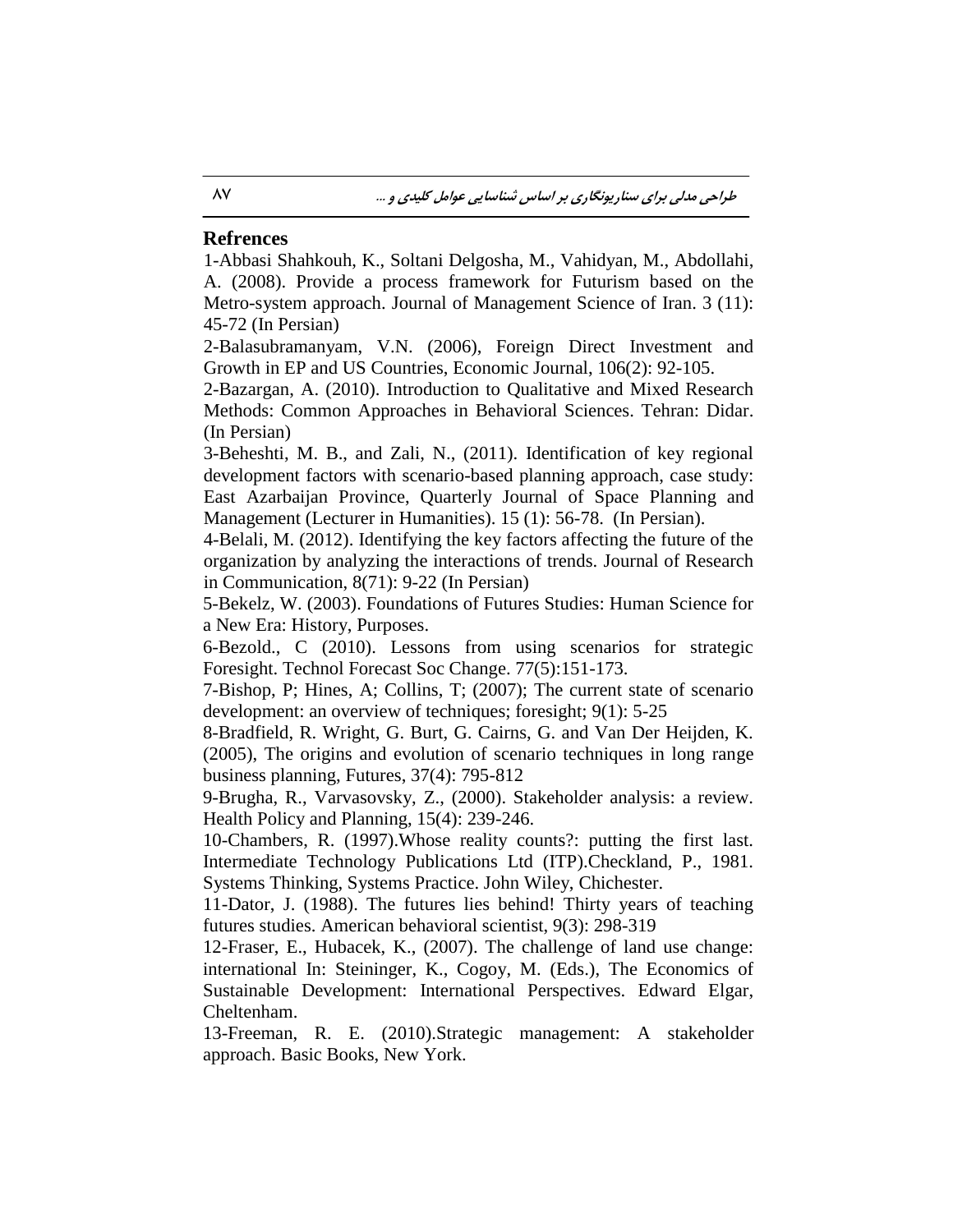## Refrences

1-Abbasi Shahkouh, K., Soltani Delgosha, M., Vahidyan, M., Abdollahi, A. (2008). Provide a process framework for Futurism based on the Metro-system approach. Journal of Management Science of Iran. 3 (11): 45-72 (In Persian)

2-Balasubramanyam, V.N. (2006), Foreign Direct Investment and Growth in EP and US Countries, Economic Journal, 106(2): 92-105.

2-Bazargan, A. (2010). Introduction to Qualitative and Mixed Research Methods: Common Approaches in Behavioral Sciences. Tehran: Didar. (In Persian)

3-Beheshti, M. B., and Zali, N., (2011). Identification of key regional development factors with scenario-based planning approach, case study: East Azarbaijan Province, Quarterly Journal of Space Planning and Management (Lecturer in Humanities). 15 (1): 56-78. (In Persian).

4-Belali, M. (2012). Identifying the key factors affecting the future of the organization by analyzing the interactions of trends. Journal of Research in Communication, 8(71): 9-22 (In Persian)

5-Bekelz, W. (2003). Foundations of Futures Studies: Human Science for a New Era: History, Purposes.

6-Bezold., C (2010). Lessons from using scenarios for strategic Foresight. Technol Forecast Soc Change. 77(5):151-173.

7-Bishop, P; Hines, A; Collins, T; (2007); The current state of scenario development: an overview of techniques; foresight; 9(1): 5-25

8-Bradfield, R. Wright, G. Burt, G. Cairns, G. and Van Der Heijden, K. (2005), The origins and evolution of scenario techniques in long range business planning, Futures, 37(4): 795-812

9-Brugha, R., Varvasovsky, Z., (2000). Stakeholder analysis: a review. Health Policy and Planning, 15(4): 239-246.

10-Chambers, R. (1997).Whose reality counts?: putting the first last. Intermediate Technology Publications Ltd (ITP).Checkland, P., 1981. Systems Thinking, Systems Practice. John Wiley, Chichester.

11-Dator, J. (1988). The futures lies behind! Thirty years of teaching futures studies. American behavioral scientist, 9(3): 298-319

12-Fraser, E., Hubacek, K., (2007). The challenge of land use change: international In: Steininger, K., Cogoy, M. (Eds.), The Economics of Sustainable Development: International Perspectives. Edward Elgar, Cheltenham.

13-Freeman, R. E. (2010).Strategic management: A stakeholder approach. Basic Books, New York.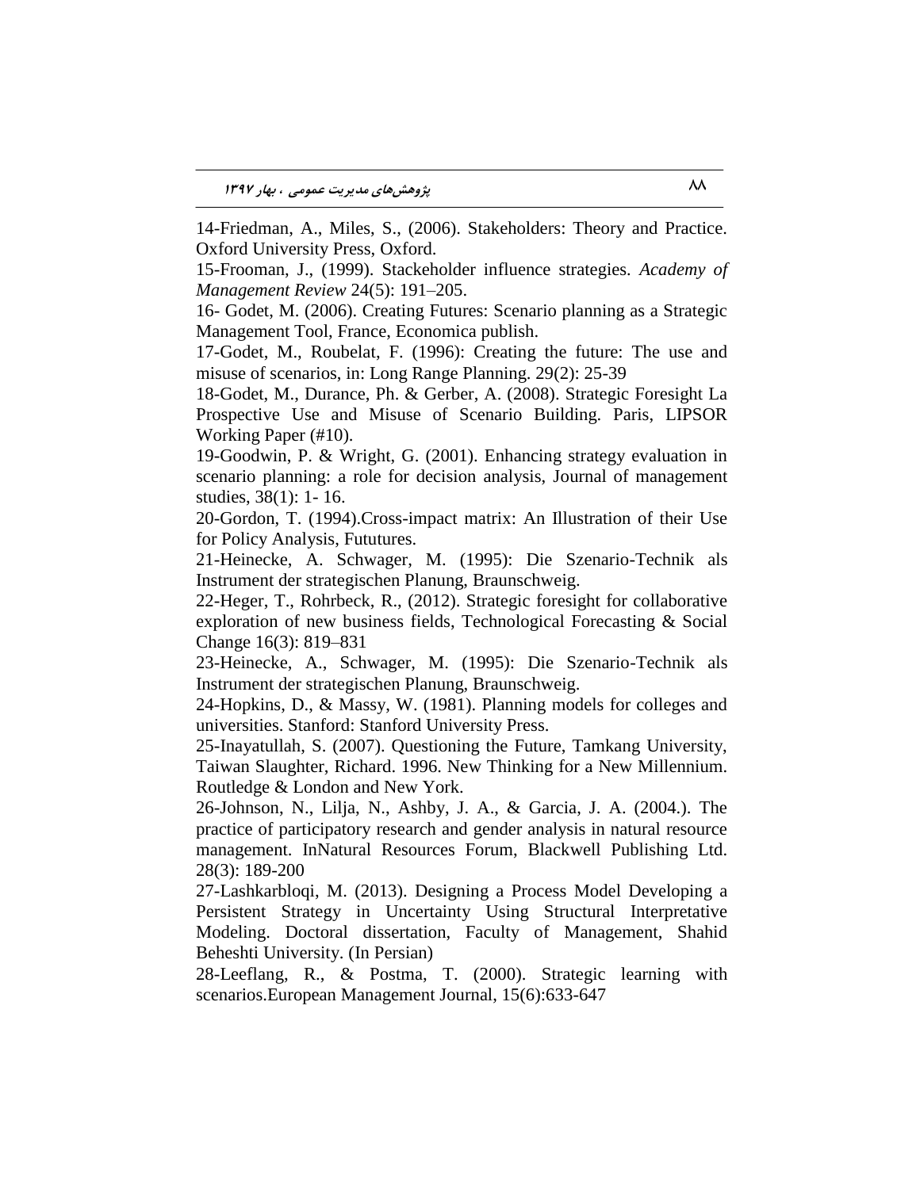14-Friedman, A., Miles, S., (2006). Stakeholders: Theory and Practice. Oxford University Press, Oxford.

15-Frooman, J., (1999). Stackeholder influence strategies. *Academy of Management Review* 24(5): 191–205.

16- Godet, M. (2006). Creating Futures: Scenario planning as a Strategic Management Tool, France, Economica publish.

17-Godet, M., Roubelat, F. (1996): Creating the future: The use and misuse of scenarios, in: Long Range Planning. 29(2): 25-39

18-Godet, M., Durance, Ph. & Gerber, A. (2008). Strategic Foresight La Prospective Use and Misuse of Scenario Building. Paris, LIPSOR Working Paper (#10).

19-Goodwin, P. & Wright, G. (2001). Enhancing strategy evaluation in scenario planning: a role for decision analysis, Journal of management studies, 38(1): 1- 16.

20-Gordon, T. (1994).Cross-impact matrix: An Illustration of their Use for Policy Analysis, Fututures.

21-Heinecke, A. Schwager, M. (1995): Die Szenario-Technik als Instrument der strategischen Planung, Braunschweig.

22-Heger, T., Rohrbeck, R., (2012). Strategic foresight for collaborative exploration of new business fields, Technological Forecasting & Social Change 16(3): 819–831

23-Heinecke, A., Schwager, M. (1995): Die Szenario-Technik als Instrument der strategischen Planung, Braunschweig.

24-Hopkins, D., & Massy, W. (1981). Planning models for colleges and universities. Stanford: Stanford University Press.

25-Inayatullah, S. (2007). Questioning the Future, Tamkang University, Taiwan Slaughter, Richard. 1996. New Thinking for a New Millennium. Routledge & London and New York.

26-Johnson, N., Lilja, N., Ashby, J. A., & Garcia, J. A. (2004.). The practice of participatory research and gender analysis in natural resource management. InNatural Resources Forum, Blackwell Publishing Ltd. 28(3): 189-200

27-Lashkarbloqi, M. (2013). Designing a Process Model Developing a Persistent Strategy in Uncertainty Using Structural Interpretative Modeling. Doctoral dissertation, Faculty of Management, Shahid Beheshti University. (In Persian)

28-Leeflang, R., & Postma, T. (2000). Strategic learning with scenarios.European Management Journal, 15(6):633-647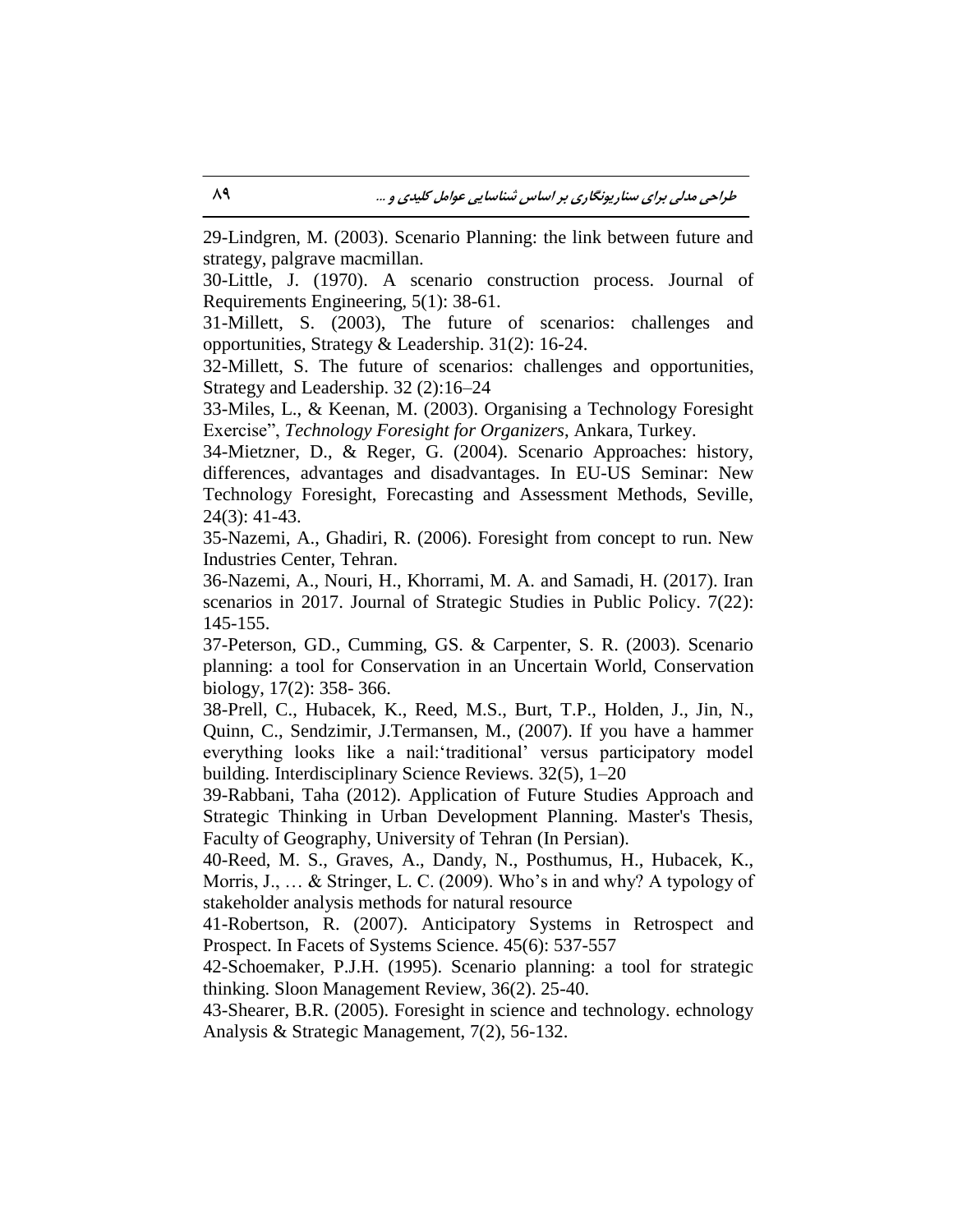29-Lindgren, M. (2003). Scenario Planning: the link between future and strategy, palgrave macmillan.

30-Little, J. (1970). A scenario construction process. Journal of Requirements Engineering, 5(1): 38-61.

31-Millett, S. (2003), The future of scenarios: challenges and opportunities, Strategy & Leadership. 31(2): 16-24.

32-Millett, S. The future of scenarios: challenges and opportunities, Strategy and Leadership. 32 (2):16–24

33-Miles, L., & Keenan, M. (2003). Organising a Technology Foresight Exercise", *Technology Foresight for Organizers*, Ankara, Turkey.

34-Mietzner, D., & Reger, G. (2004). Scenario Approaches: history, differences, advantages and disadvantages. In EU-US Seminar: New Technology Foresight, Forecasting and Assessment Methods, Seville, 24(3): 41-43.

35-Nazemi, A., Ghadiri, R. (2006). Foresight from concept to run. New Industries Center, Tehran.

36-Nazemi, A., Nouri, H., Khorrami, M. A. and Samadi, H. (2017). Iran scenarios in 2017. Journal of Strategic Studies in Public Policy. 7(22): 145-155.

37-Peterson, GD., Cumming, GS. & Carpenter, S. R. (2003). Scenario planning: a tool for Conservation in an Uncertain World, Conservation biology, 17(2): 358- 366.

38-Prell, C., Hubacek, K., Reed, M.S., Burt, T.P., Holden, J., Jin, N., Quinn, C., Sendzimir, J.Termansen, M., (2007). If you have a hammer everything looks like a nail:'traditional' versus participatory model building. Interdisciplinary Science Reviews. 32(5), 1–20

39-Rabbani, Taha (2012). Application of Future Studies Approach and Strategic Thinking in Urban Development Planning. Master's Thesis, Faculty of Geography, University of Tehran (In Persian).

40-Reed, M. S., Graves, A., Dandy, N., Posthumus, H., Hubacek, K., Morris, J., … & Stringer, L. C. (2009). Who's in and why? A typology of stakeholder analysis methods for natural resource

41-Robertson, R. (2007). Anticipatory Systems in Retrospect and Prospect. In Facets of Systems Science. 45(6): 537-557

42-Schoemaker, P.J.H. (1995). Scenario planning: a tool for strategic thinking. Sloon Management Review, 36(2). 25-40.

43-Shearer, B.R. (2005). Foresight in science and technology. echnology Analysis & Strategic Management, 7(2), 56-132.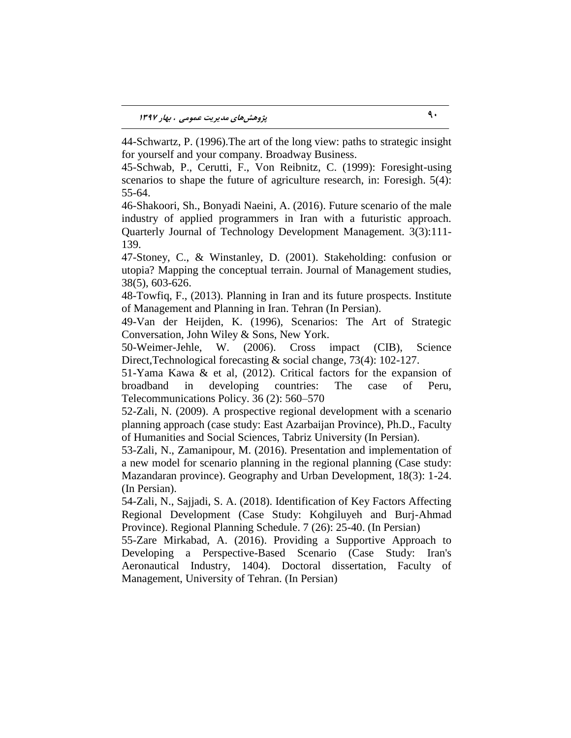44-Schwartz, P. (1996).The art of the long view: paths to strategic insight for yourself and your company. Broadway Business.

45-Schwab, P., Cerutti, F., Von Reibnitz, C. (1999): Foresight-using scenarios to shape the future of agriculture research, in: Foresigh. 5(4): 55-64.

46-Shakoori, Sh., Bonyadi Naeini, A. (2016). Future scenario of the male industry of applied programmers in Iran with a futuristic approach. Quarterly Journal of Technology Development Management. 3(3):111-139.

47-Stoney, C., & Winstanley, D. (2001). Stakeholding: confusion or utopia? Mapping the conceptual terrain. Journal of Management studies, 38(5), 603-626.

48-Towfiq, F., (2013). Planning in Iran and its future prospects. Institute of Management and Planning in Iran. Tehran (In Persian).

49-Van der Heijden, K. (1996), Scenarios: The Art of Strategic Conversation, John Wiley & Sons, New York.

50-Weimer-Jehle, W. (2006). Cross impact (CIB), Science Direct,Technological forecasting & social change, 73(4): 102-127.

51-Yama Kawa & et al, (2012). Critical factors for the expansion of broadband in developing countries: The case of Peru, Telecommunications Policy. 36 (2): 560–570

52-Zali, N. (2009). A prospective regional development with a scenario planning approach (case study: East Azarbaijan Province), Ph.D., Faculty of Humanities and Social Sciences, Tabriz University (In Persian).

53-Zali, N., Zamanipour, M. (2016). Presentation and implementation of a new model for scenario planning in the regional planning (Case study: Mazandaran province). Geography and Urban Development, 18(3): 1-24. (In Persian).

54-Zali, N., Sajjadi, S. A. (2018). Identification of Key Factors Affecting Regional Development (Case Study: Kohgiluyeh and Burj-Ahmad Province). Regional Planning Schedule. 7 (26): 25-40. (In Persian)

55-Zare Mirkabad, A. (2016). Providing a Supportive Approach to Developing a Perspective-Based Scenario (Case Study: Iran's Aeronautical Industry, 1404). Doctoral dissertation, Faculty of Management, University of Tehran. (In Persian)